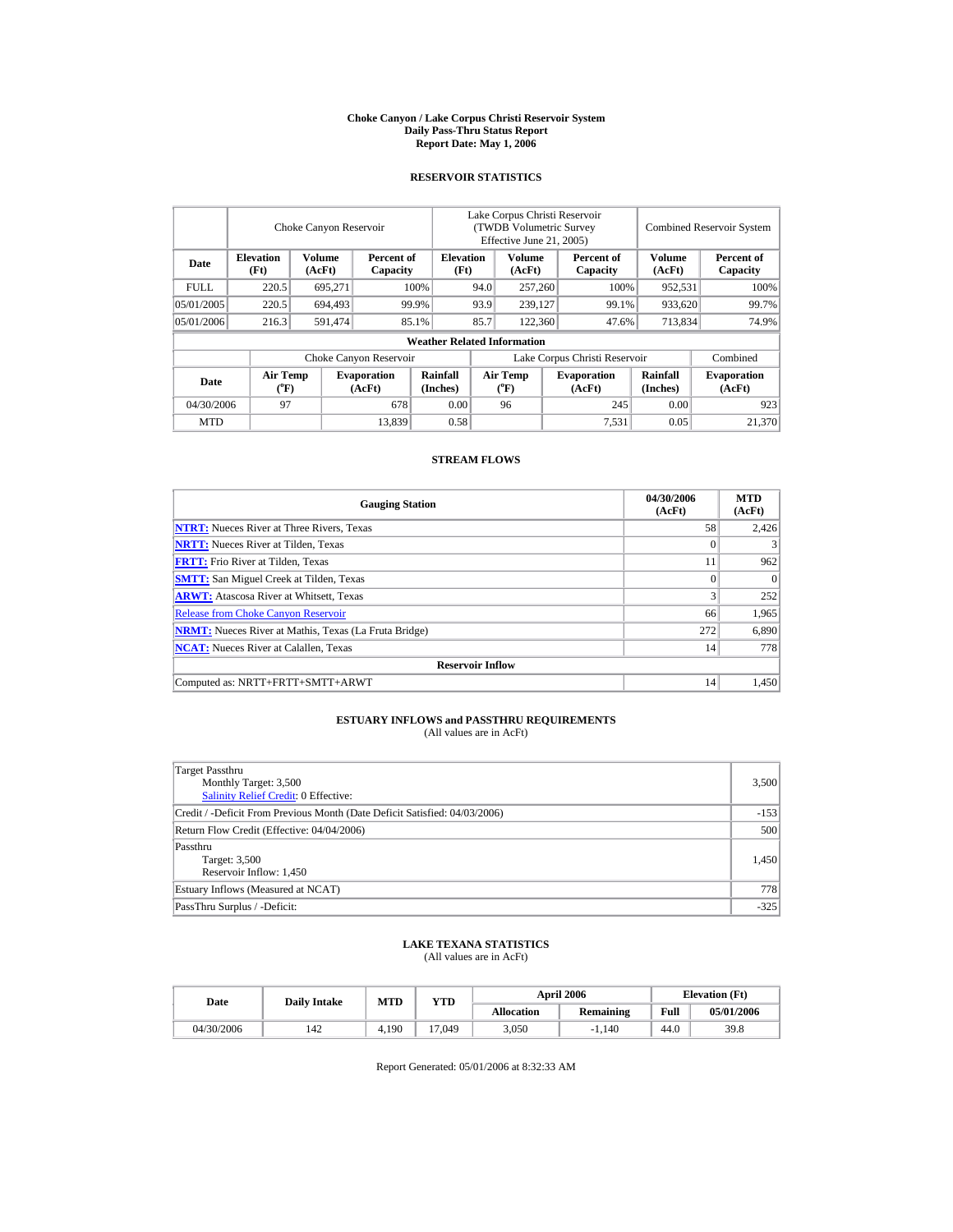# Choke Canyon / Lake Corpus Christi Reservoir System
## Daily Pass-Thru Status Report
### Report Date: May 1, 2006

## RESERVOIR STATISTICS

| Date | Choke Canyon Reservoir | | | Lake Corpus Christi Reservoir (TWDB Volumetric Survey Effective June 21, 2005) | | | Combined Reservoir System | |
|---|---|---|---|---|---|---|---|---|
| | Elevation (Ft) | Volume (AcFt) | Percent of Capacity | Elevation (Ft) | Volume (AcFt) | Percent of Capacity | Volume (AcFt) | Percent of Capacity |
| FULL | 220.5 | 695,271 | 100% | 94.0 | 257,260 | 100% | 952,531 | 100% |
| 05/01/2005 | 220.5 | 694,493 | 99.9% | 93.9 | 239,127 | 99.1% | 933,620 | 99.7% |
| 05/01/2006 | 216.3 | 591,474 | 85.1% | 85.7 | 122,360 | 47.6% | 713,834 | 74.9% |

**Weather Related Information**

| Date | Choke Canyon Reservoir | | | Lake Corpus Christi Reservoir | | | Combined |
|---|---|---|---|---|---|---|---|
| | Air Temp (°F) | Evaporation (AcFt) | Rainfall (Inches) | Air Temp (°F) | Evaporation (AcFt) | Rainfall (Inches) | Evaporation (AcFt) |
| 04/30/2006 | 97 | 678 | 0.00 | 96 | 245 | 0.00 | 923 |
| MTD | | 13,839 | 0.58 | | 7,531 | 0.05 | 21,370 |

## STREAM FLOWS

| Gauging Station | 04/30/2006 (AcFt) | MTD (AcFt) |
|---|---|---|
| NTRT: Nueces River at Three Rivers, Texas | 58 | 2,426 |
| NRTT: Nueces River at Tilden, Texas | 0 | 3 |
| FRTT: Frio River at Tilden, Texas | 11 | 962 |
| SMTT: San Miguel Creek at Tilden, Texas | 0 | 0 |
| ARWT: Atascosa River at Whitsett, Texas | 3 | 252 |
| Release from Choke Canyon Reservoir | 66 | 1,965 |
| NRMT: Nueces River at Mathis, Texas (La Fruta Bridge) | 272 | 6,890 |
| NCAT: Nueces River at Calallen, Texas | 14 | 778 |
| **Reservoir Inflow** | | |
| Computed as: NRTT+FRTT+SMTT+ARWT | 14 | 1,450 |

## ESTUARY INFLOWS and PASSTHRU REQUIREMENTS
(All values are in AcFt)

| Item | Value |
|---|---|
| Target Passthru<br>Monthly Target: 3,500<br>Salinity Relief Credit: 0 Effective: | 3,500 |
| Credit / -Deficit From Previous Month (Date Deficit Satisfied: 04/03/2006) | -153 |
| Return Flow Credit (Effective: 04/04/2006) | 500 |
| Passthru<br>Target: 3,500<br>Reservoir Inflow: 1,450 | 1,450 |
| Estuary Inflows (Measured at NCAT) | 778 |
| PassThru Surplus / -Deficit: | -325 |

## LAKE TEXANA STATISTICS
(All values are in AcFt)

| Date | Daily Intake | MTD | YTD | April 2006 | | Elevation (Ft) | |
|---|---|---|---|---|---|---|---|
| | | | | Allocation | Remaining | Full | 05/01/2006 |
| 04/30/2006 | 142 | 4,190 | 17,049 | 3,050 | -1,140 | 44.0 | 39.8 |

Report Generated: 05/01/2006 at 8:32:33 AM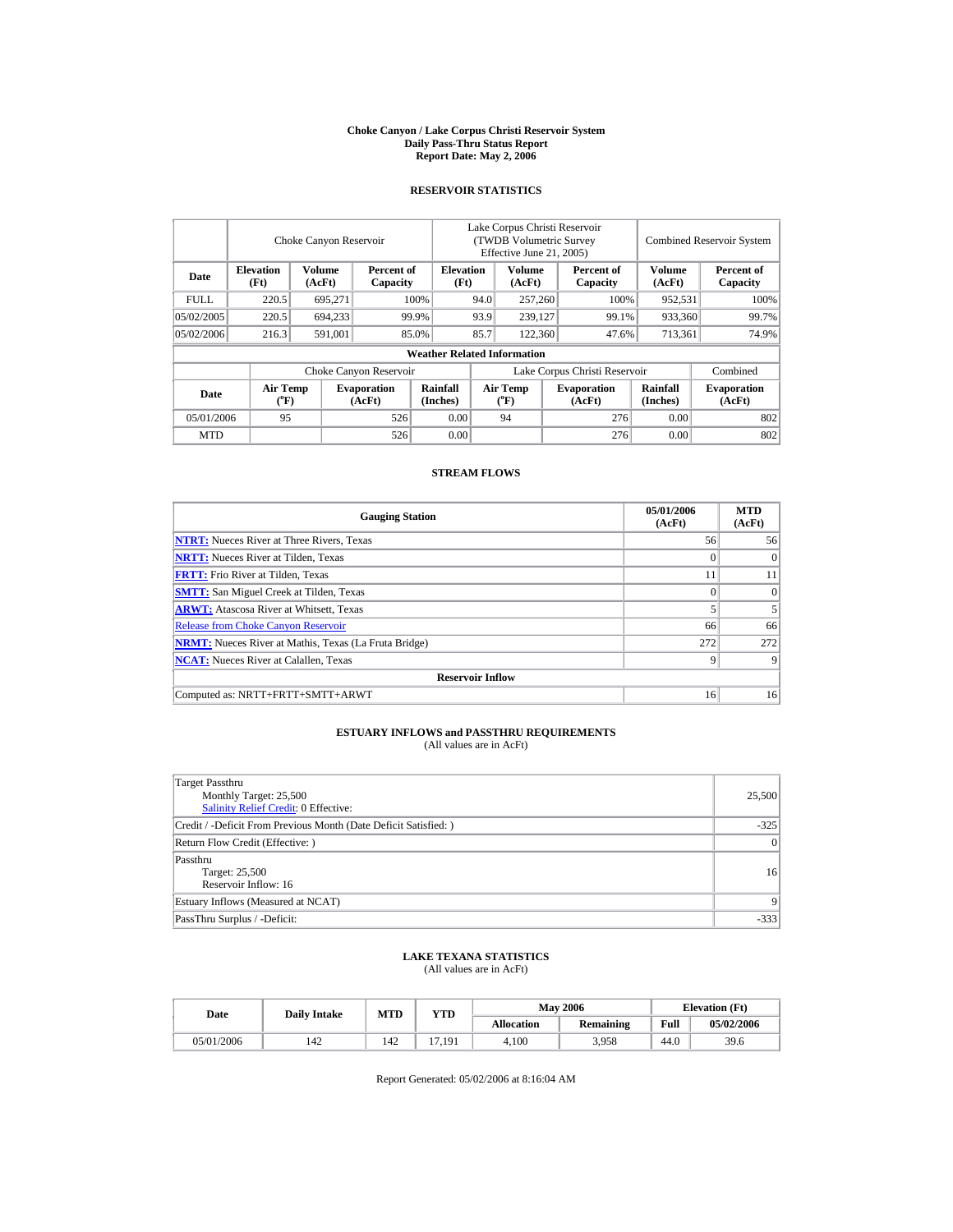**Choke Canyon / Lake Corpus Christi Reservoir System**
**Daily Pass-Thru Status Report**
**Report Date: May 2, 2006**

## RESERVOIR STATISTICS

| | Choke Canyon Reservoir | | | Lake Corpus Christi Reservoir (TWDB Volumetric Survey Effective June 21, 2005) | | | Combined Reservoir System | |
|---|---|---|---|---|---|---|---|---|
| **Date** | **Elevation (Ft)** | **Volume (AcFt)** | **Percent of Capacity** | **Elevation (Ft)** | **Volume (AcFt)** | **Percent of Capacity** | **Volume (AcFt)** | **Percent of Capacity** |
| FULL | 220.5 | 695,271 | 100% | 94.0 | 257,260 | 100% | 952,531 | 100% |
| 05/02/2005 | 220.5 | 694,233 | 99.9% | 93.9 | 239,127 | 99.1% | 933,360 | 99.7% |
| 05/02/2006 | 216.3 | 591,001 | 85.0% | 85.7 | 122,360 | 47.6% | 713,361 | 74.9% |

**Weather Related Information**

| | Choke Canyon Reservoir | | | Lake Corpus Christi Reservoir | | | Combined |
|---|---|---|---|---|---|---|---|
| **Date** | **Air Temp (°F)** | **Evaporation (AcFt)** | **Rainfall (Inches)** | **Air Temp (°F)** | **Evaporation (AcFt)** | **Rainfall (Inches)** | **Evaporation (AcFt)** |
| 05/01/2006 | 95 | 526 | 0.00 | 94 | 276 | 0.00 | 802 |
| MTD | | 526 | 0.00 | | 276 | 0.00 | 802 |

## STREAM FLOWS

| Gauging Station | 05/01/2006 (AcFt) | MTD (AcFt) |
|---|---|---|
| **NTRT:** Nueces River at Three Rivers, Texas | 56 | 56 |
| **NRTT:** Nueces River at Tilden, Texas | 0 | 0 |
| **FRTT:** Frio River at Tilden, Texas | 11 | 11 |
| **SMTT:** San Miguel Creek at Tilden, Texas | 0 | 0 |
| **ARWT:** Atascosa River at Whitsett, Texas | 5 | 5 |
| Release from Choke Canyon Reservoir | 66 | 66 |
| **NRMT:** Nueces River at Mathis, Texas (La Fruta Bridge) | 272 | 272 |
| **NCAT:** Nueces River at Calallen, Texas | 9 | 9 |
| **Reservoir Inflow** | | |
| Computed as: NRTT+FRTT+SMTT+ARWT | 16 | 16 |

## ESTUARY INFLOWS and PASSTHRU REQUIREMENTS
(All values are in AcFt)

| | |
|---|---|
| Target Passthru<br>Monthly Target: 25,500<br>Salinity Relief Credit: 0 Effective: | 25,500 |
| Credit / -Deficit From Previous Month (Date Deficit Satisfied: ) | -325 |
| Return Flow Credit (Effective: ) | 0 |
| Passthru<br>Target: 25,500<br>Reservoir Inflow: 16 | 16 |
| Estuary Inflows (Measured at NCAT) | 9 |
| PassThru Surplus / -Deficit: | -333 |

## LAKE TEXANA STATISTICS
(All values are in AcFt)

| Date | Daily Intake | MTD | YTD | May 2006 | | Elevation (Ft) | |
|---|---|---|---|---|---|---|---|
| | | | | **Allocation** | **Remaining** | **Full** | **05/02/2006** |
| 05/01/2006 | 142 | 142 | 17,191 | 4,100 | 3,958 | 44.0 | 39.6 |

Report Generated: 05/02/2006 at 8:16:04 AM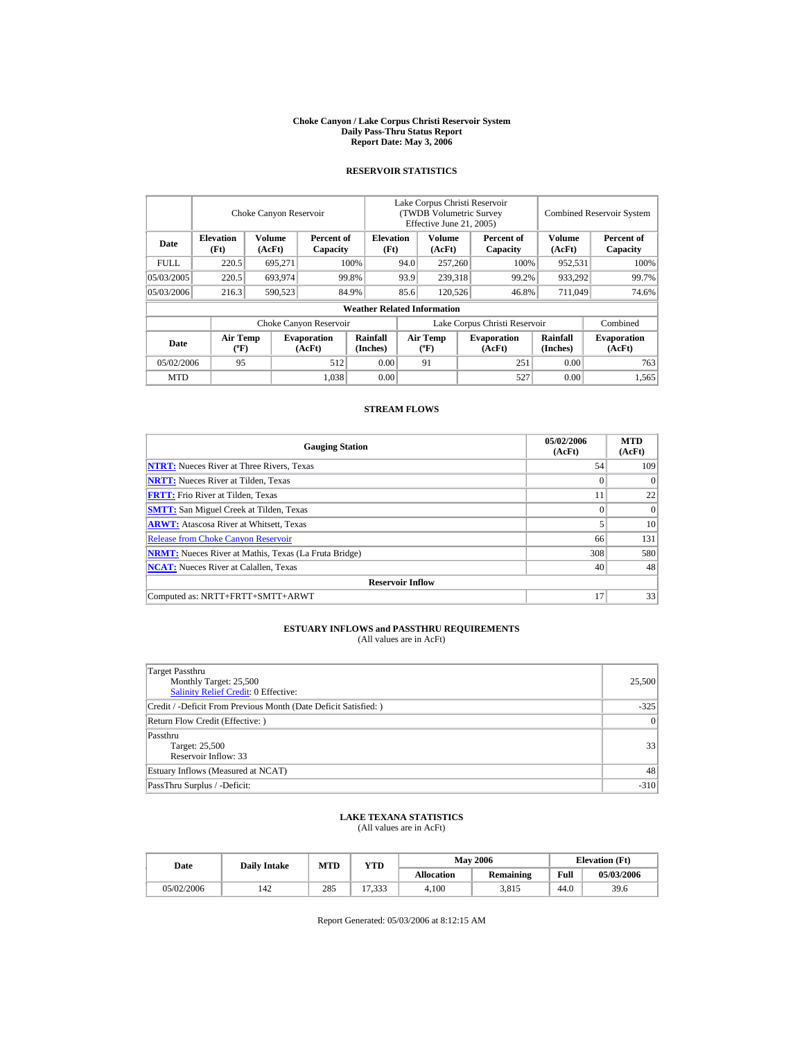**Choke Canyon / Lake Corpus Christi Reservoir System**
**Daily Pass-Thru Status Report**
**Report Date: May 3, 2006**

## RESERVOIR STATISTICS

| | Choke Canyon Reservoir | | | Lake Corpus Christi Reservoir (TWDB Volumetric Survey Effective June 21, 2005) | | | Combined Reservoir System | |
|---|---|---|---|---|---|---|---|---|
| **Date** | **Elevation (Ft)** | **Volume (AcFt)** | **Percent of Capacity** | **Elevation (Ft)** | **Volume (AcFt)** | **Percent of Capacity** | **Volume (AcFt)** | **Percent of Capacity** |
| FULL | 220.5 | 695,271 | 100% | 94.0 | 257,260 | 100% | 952,531 | 100% |
| 05/03/2005 | 220.5 | 693,974 | 99.8% | 93.9 | 239,318 | 99.2% | 933,292 | 99.7% |
| 05/03/2006 | 216.3 | 590,523 | 84.9% | 85.6 | 120,526 | 46.8% | 711,049 | 74.6% |

**Weather Related Information**

| | Choke Canyon Reservoir | | | Lake Corpus Christi Reservoir | | | Combined |
|---|---|---|---|---|---|---|---|
| **Date** | **Air Temp (ºF)** | **Evaporation (AcFt)** | **Rainfall (Inches)** | **Air Temp (ºF)** | **Evaporation (AcFt)** | **Rainfall (Inches)** | **Evaporation (AcFt)** |
| 05/02/2006 | 95 | 512 | 0.00 | 91 | 251 | 0.00 | 763 |
| MTD | | 1,038 | 0.00 | | 527 | 0.00 | 1,565 |

## STREAM FLOWS

| Gauging Station | 05/02/2006 (AcFt) | MTD (AcFt) |
|---|---|---|
| **NTRT:** Nueces River at Three Rivers, Texas | 54 | 109 |
| **NRTT:** Nueces River at Tilden, Texas | 0 | 0 |
| **FRTT:** Frio River at Tilden, Texas | 11 | 22 |
| **SMTT:** San Miguel Creek at Tilden, Texas | 0 | 0 |
| **ARWT:** Atascosa River at Whitsett, Texas | 5 | 10 |
| Release from Choke Canyon Reservoir | 66 | 131 |
| **NRMT:** Nueces River at Mathis, Texas (La Fruta Bridge) | 308 | 580 |
| **NCAT:** Nueces River at Calallen, Texas | 40 | 48 |
| **Reservoir Inflow** | | |
| Computed as: NRTT+FRTT+SMTT+ARWT | 17 | 33 |

## ESTUARY INFLOWS and PASSTHRU REQUIREMENTS
(All values are in AcFt)

| | |
|---|---|
| Target Passthru<br>Monthly Target: 25,500<br>Salinity Relief Credit: 0 Effective: | 25,500 |
| Credit / -Deficit From Previous Month (Date Deficit Satisfied: ) | -325 |
| Return Flow Credit (Effective: ) | 0 |
| Passthru<br>Target: 25,500<br>Reservoir Inflow: 33 | 33 |
| Estuary Inflows (Measured at NCAT) | 48 |
| PassThru Surplus / -Deficit: | -310 |

## LAKE TEXANA STATISTICS
(All values are in AcFt)

| Date | Daily Intake | MTD | YTD | May 2006 | | Elevation (Ft) | |
|---|---|---|---|---|---|---|---|
| | | | | **Allocation** | **Remaining** | **Full** | **05/03/2006** |
| 05/02/2006 | 142 | 285 | 17,333 | 4,100 | 3,815 | 44.0 | 39.6 |

Report Generated: 05/03/2006 at 8:12:15 AM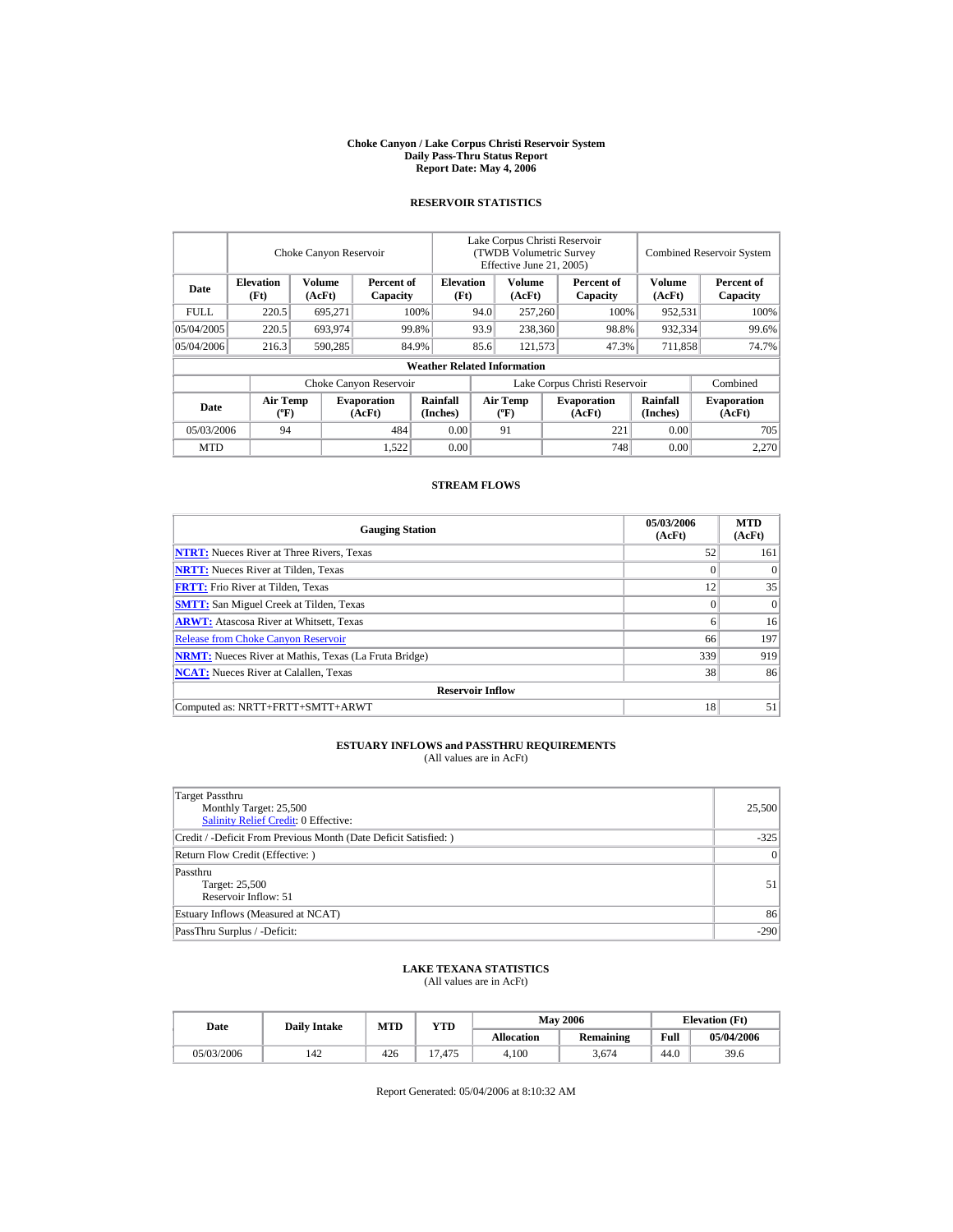# Choke Canyon / Lake Corpus Christi Reservoir System
## Daily Pass-Thru Status Report
### Report Date: May 4, 2006

## RESERVOIR STATISTICS

| Date | Choke Canyon Reservoir | | | Lake Corpus Christi Reservoir (TWDB Volumetric Survey Effective June 21, 2005) | | | Combined Reservoir System | |
|---|---|---|---|---|---|---|---|---|
| | Elevation (Ft) | Volume (AcFt) | Percent of Capacity | Elevation (Ft) | Volume (AcFt) | Percent of Capacity | Volume (AcFt) | Percent of Capacity |
| FULL | 220.5 | 695,271 | 100% | 94.0 | 257,260 | 100% | 952,531 | 100% |
| 05/04/2005 | 220.5 | 693,974 | 99.8% | 93.9 | 238,360 | 98.8% | 932,334 | 99.6% |
| 05/04/2006 | 216.3 | 590,285 | 84.9% | 85.6 | 121,573 | 47.3% | 711,858 | 74.7% |

**Weather Related Information**

| Date | Choke Canyon Reservoir | | | Lake Corpus Christi Reservoir | | | Combined |
|---|---|---|---|---|---|---|---|
| | Air Temp (ºF) | Evaporation (AcFt) | Rainfall (Inches) | Air Temp (ºF) | Evaporation (AcFt) | Rainfall (Inches) | Evaporation (AcFt) |
| 05/03/2006 | 94 | 484 | 0.00 | 91 | 221 | 0.00 | 705 |
| MTD | | 1,522 | 0.00 | | 748 | 0.00 | 2,270 |

## STREAM FLOWS

| Gauging Station | 05/03/2006 (AcFt) | MTD (AcFt) |
|---|---|---|
| NTRT: Nueces River at Three Rivers, Texas | 52 | 161 |
| NRTT: Nueces River at Tilden, Texas | 0 | 0 |
| FRTT: Frio River at Tilden, Texas | 12 | 35 |
| SMTT: San Miguel Creek at Tilden, Texas | 0 | 0 |
| ARWT: Atascosa River at Whitsett, Texas | 6 | 16 |
| Release from Choke Canyon Reservoir | 66 | 197 |
| NRMT: Nueces River at Mathis, Texas (La Fruta Bridge) | 339 | 919 |
| NCAT: Nueces River at Calallen, Texas | 38 | 86 |
| **Reservoir Inflow** | | |
| Computed as: NRTT+FRTT+SMTT+ARWT | 18 | 51 |

## ESTUARY INFLOWS and PASSTHRU REQUIREMENTS
(All values are in AcFt)

| | |
|---|---|
| Target Passthru<br>Monthly Target: 25,500<br>Salinity Relief Credit: 0 Effective: | 25,500 |
| Credit / -Deficit From Previous Month (Date Deficit Satisfied: ) | -325 |
| Return Flow Credit (Effective: ) | 0 |
| Passthru<br>Target: 25,500<br>Reservoir Inflow: 51 | 51 |
| Estuary Inflows (Measured at NCAT) | 86 |
| PassThru Surplus / -Deficit: | -290 |

## LAKE TEXANA STATISTICS
(All values are in AcFt)

| Date | Daily Intake | MTD | YTD | May 2006 | | Elevation (Ft) | |
|---|---|---|---|---|---|---|---|
| | | | | Allocation | Remaining | Full | 05/04/2006 |
| 05/03/2006 | 142 | 426 | 17,475 | 4,100 | 3,674 | 44.0 | 39.6 |

Report Generated: 05/04/2006 at 8:10:32 AM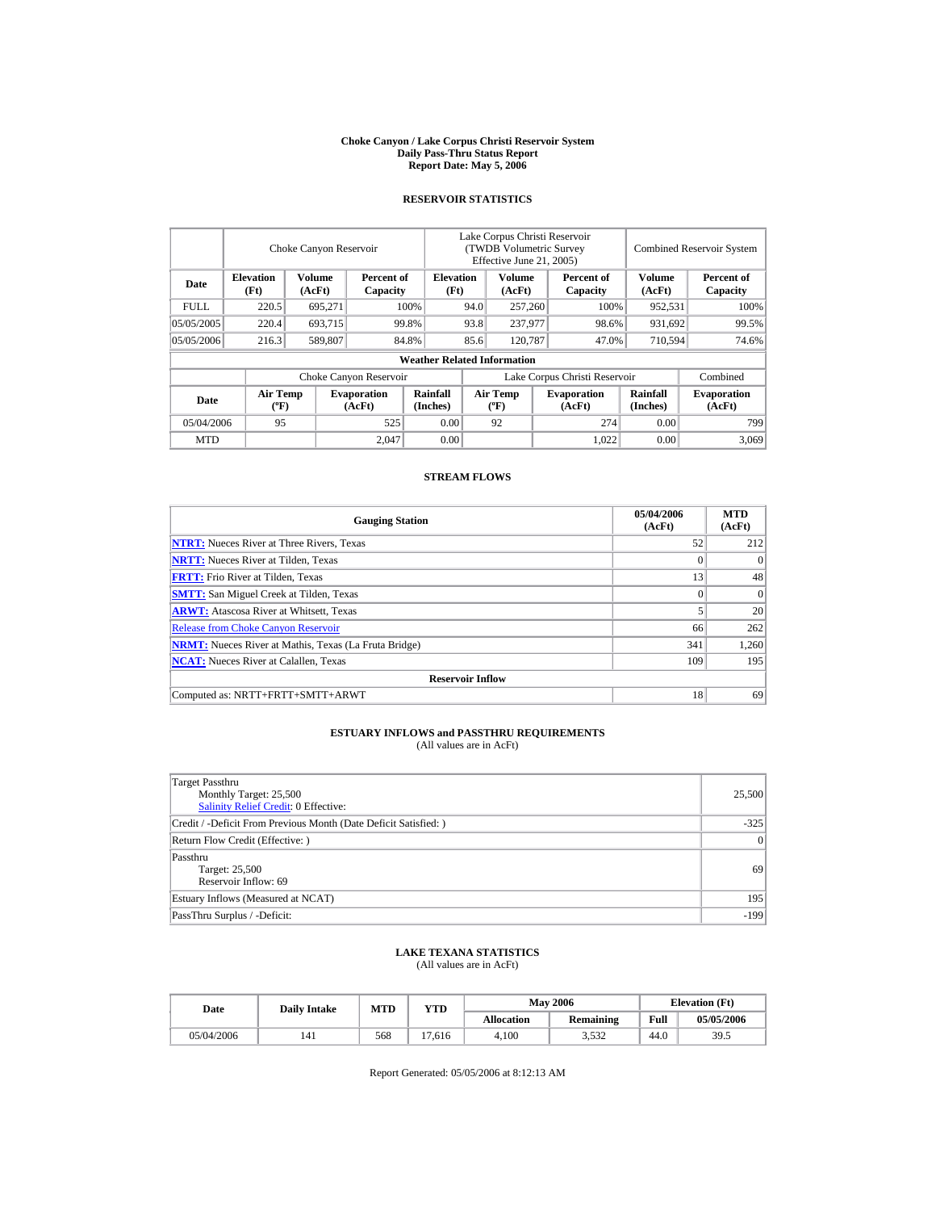# Choke Canyon / Lake Corpus Christi Reservoir System
## Daily Pass-Thru Status Report
### Report Date: May 5, 2006

## RESERVOIR STATISTICS

| | Choke Canyon Reservoir | | | Lake Corpus Christi Reservoir (TWDB Volumetric Survey Effective June 21, 2005) | | | Combined Reservoir System | |
|---|---|---|---|---|---|---|---|---|
| Date | Elevation (Ft) | Volume (AcFt) | Percent of Capacity | Elevation (Ft) | Volume (AcFt) | Percent of Capacity | Volume (AcFt) | Percent of Capacity |
| FULL | 220.5 | 695,271 | 100% | 94.0 | 257,260 | 100% | 952,531 | 100% |
| 05/05/2005 | 220.4 | 693,715 | 99.8% | 93.8 | 237,977 | 98.6% | 931,692 | 99.5% |
| 05/05/2006 | 216.3 | 589,807 | 84.8% | 85.6 | 120,787 | 47.0% | 710,594 | 74.6% |

**Weather Related Information**

| | Choke Canyon Reservoir | | | Lake Corpus Christi Reservoir | | | Combined |
|---|---|---|---|---|---|---|---|
| Date | Air Temp (ºF) | Evaporation (AcFt) | Rainfall (Inches) | Air Temp (ºF) | Evaporation (AcFt) | Rainfall (Inches) | Evaporation (AcFt) |
| 05/04/2006 | 95 | 525 | 0.00 | 92 | 274 | 0.00 | 799 |
| MTD | | 2,047 | 0.00 | | 1,022 | 0.00 | 3,069 |

## STREAM FLOWS

| Gauging Station | 05/04/2006 (AcFt) | MTD (AcFt) |
|---|---|---|
| NTRT: Nueces River at Three Rivers, Texas | 52 | 212 |
| NRTT: Nueces River at Tilden, Texas | 0 | 0 |
| FRTT: Frio River at Tilden, Texas | 13 | 48 |
| SMTT: San Miguel Creek at Tilden, Texas | 0 | 0 |
| ARWT: Atascosa River at Whitsett, Texas | 5 | 20 |
| Release from Choke Canyon Reservoir | 66 | 262 |
| NRMT: Nueces River at Mathis, Texas (La Fruta Bridge) | 341 | 1,260 |
| NCAT: Nueces River at Calallen, Texas | 109 | 195 |
| **Reservoir Inflow** | | |
| Computed as: NRTT+FRTT+SMTT+ARWT | 18 | 69 |

## ESTUARY INFLOWS and PASSTHRU REQUIREMENTS
(All values are in AcFt)

| | |
|---|---|
| Target Passthru<br>Monthly Target: 25,500<br>Salinity Relief Credit: 0 Effective: | 25,500 |
| Credit / -Deficit From Previous Month (Date Deficit Satisfied: ) | -325 |
| Return Flow Credit (Effective: ) | 0 |
| Passthru<br>Target: 25,500<br>Reservoir Inflow: 69 | 69 |
| Estuary Inflows (Measured at NCAT) | 195 |
| PassThru Surplus / -Deficit: | -199 |

## LAKE TEXANA STATISTICS
(All values are in AcFt)

| Date | Daily Intake | MTD | YTD | May 2006 | | Elevation (Ft) | |
|---|---|---|---|---|---|---|---|
| | | | | Allocation | Remaining | Full | 05/05/2006 |
| 05/04/2006 | 141 | 568 | 17,616 | 4,100 | 3,532 | 44.0 | 39.5 |

Report Generated: 05/05/2006 at 8:12:13 AM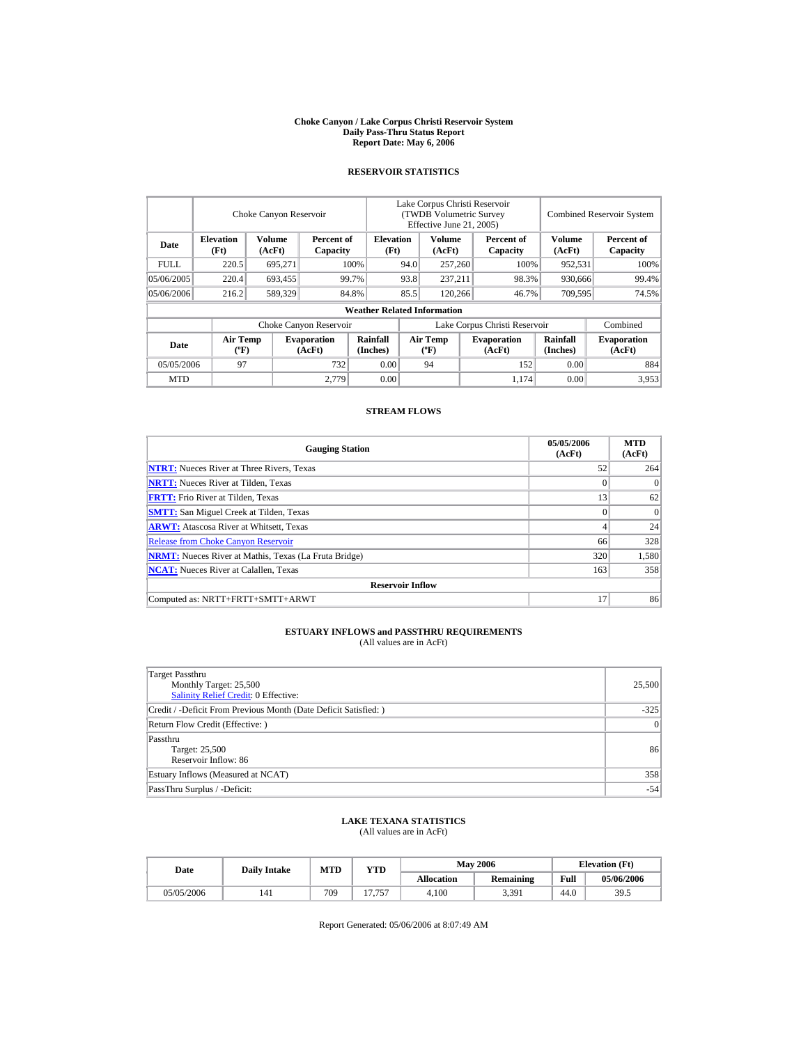# Choke Canyon / Lake Corpus Christi Reservoir System
## Daily Pass-Thru Status Report
## Report Date: May 6, 2006

### RESERVOIR STATISTICS

| Date | Choke Canyon Reservoir | | | Lake Corpus Christi Reservoir (TWDB Volumetric Survey Effective June 21, 2005) | | | Combined Reservoir System | |
|---|---|---|---|---|---|---|---|---|
| | Elevation (Ft) | Volume (AcFt) | Percent of Capacity | Elevation (Ft) | Volume (AcFt) | Percent of Capacity | Volume (AcFt) | Percent of Capacity |
| FULL | 220.5 | 695,271 | 100% | 94.0 | 257,260 | 100% | 952,531 | 100% |
| 05/06/2005 | 220.4 | 693,455 | 99.7% | 93.8 | 237,211 | 98.3% | 930,666 | 99.4% |
| 05/06/2006 | 216.2 | 589,329 | 84.8% | 85.5 | 120,266 | 46.7% | 709,595 | 74.5% |

**Weather Related Information**

| Date | Choke Canyon Reservoir | | | Lake Corpus Christi Reservoir | | | Combined |
|---|---|---|---|---|---|---|---|
| | Air Temp (ºF) | Evaporation (AcFt) | Rainfall (Inches) | Air Temp (ºF) | Evaporation (AcFt) | Rainfall (Inches) | Evaporation (AcFt) |
| 05/05/2006 | 97 | 732 | 0.00 | 94 | 152 | 0.00 | 884 |
| MTD | | 2,779 | 0.00 | | 1,174 | 0.00 | 3,953 |

### STREAM FLOWS

| Gauging Station | 05/05/2006 (AcFt) | MTD (AcFt) |
|---|---|---|
| **NTRT:** Nueces River at Three Rivers, Texas | 52 | 264 |
| **NRTT:** Nueces River at Tilden, Texas | 0 | 0 |
| **FRTT:** Frio River at Tilden, Texas | 13 | 62 |
| **SMTT:** San Miguel Creek at Tilden, Texas | 0 | 0 |
| **ARWT:** Atascosa River at Whitsett, Texas | 4 | 24 |
| Release from Choke Canyon Reservoir | 66 | 328 |
| **NRMT:** Nueces River at Mathis, Texas (La Fruta Bridge) | 320 | 1,580 |
| **NCAT:** Nueces River at Calallen, Texas | 163 | 358 |
| **Reservoir Inflow** | | |
| Computed as: NRTT+FRTT+SMTT+ARWT | 17 | 86 |

### ESTUARY INFLOWS and PASSTHRU REQUIREMENTS
(All values are in AcFt)

| | |
|---|---|
| Target Passthru<br>Monthly Target: 25,500<br>Salinity Relief Credit: 0 Effective: | 25,500 |
| Credit / -Deficit From Previous Month (Date Deficit Satisfied: ) | -325 |
| Return Flow Credit (Effective: ) | 0 |
| Passthru<br>Target: 25,500<br>Reservoir Inflow: 86 | 86 |
| Estuary Inflows (Measured at NCAT) | 358 |
| PassThru Surplus / -Deficit: | -54 |

### LAKE TEXANA STATISTICS
(All values are in AcFt)

| Date | Daily Intake | MTD | YTD | May 2006 | | Elevation (Ft) | |
|---|---|---|---|---|---|---|---|
| | | | | Allocation | Remaining | Full | 05/06/2006 |
| 05/05/2006 | 141 | 709 | 17,757 | 4,100 | 3,391 | 44.0 | 39.5 |

Report Generated: 05/06/2006 at 8:07:49 AM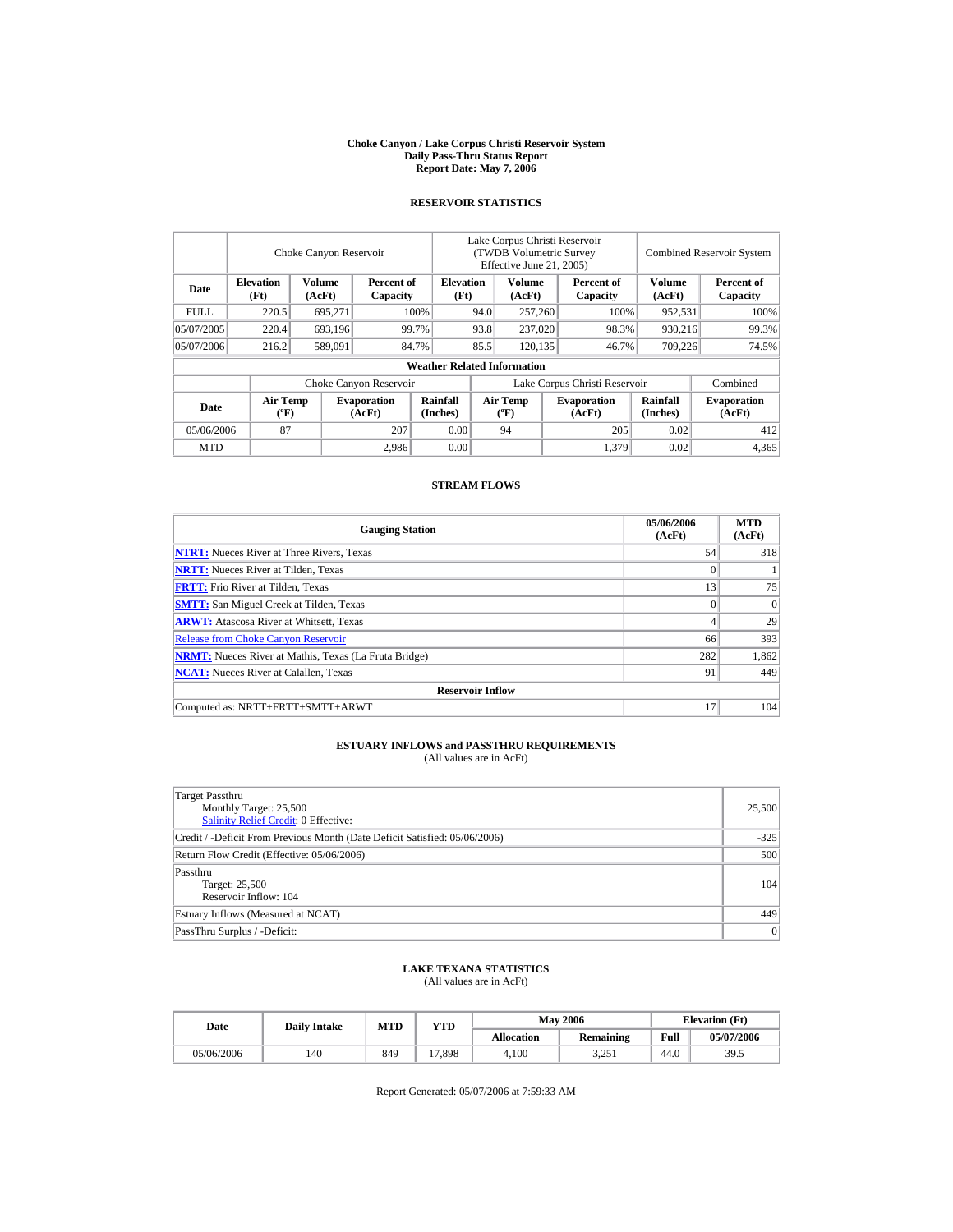# Choke Canyon / Lake Corpus Christi Reservoir System
## Daily Pass-Thru Status Report
### Report Date: May 7, 2006

## RESERVOIR STATISTICS

| | Choke Canyon Reservoir | | | Lake Corpus Christi Reservoir (TWDB Volumetric Survey Effective June 21, 2005) | | | Combined Reservoir System | |
|---|---|---|---|---|---|---|---|---|
| **Date** | **Elevation (Ft)** | **Volume (AcFt)** | **Percent of Capacity** | **Elevation (Ft)** | **Volume (AcFt)** | **Percent of Capacity** | **Volume (AcFt)** | **Percent of Capacity** |
| FULL | 220.5 | 695,271 | 100% | 94.0 | 257,260 | 100% | 952,531 | 100% |
| 05/07/2005 | 220.4 | 693,196 | 99.7% | 93.8 | 237,020 | 98.3% | 930,216 | 99.3% |
| 05/07/2006 | 216.2 | 589,091 | 84.7% | 85.5 | 120,135 | 46.7% | 709,226 | 74.5% |

**Weather Related Information**

| | Choke Canyon Reservoir | | | Lake Corpus Christi Reservoir | | | Combined |
|---|---|---|---|---|---|---|---|
| **Date** | **Air Temp (ºF)** | **Evaporation (AcFt)** | **Rainfall (Inches)** | **Air Temp (ºF)** | **Evaporation (AcFt)** | **Rainfall (Inches)** | **Evaporation (AcFt)** |
| 05/06/2006 | 87 | 207 | 0.00 | 94 | 205 | 0.02 | 412 |
| MTD | | 2,986 | 0.00 | | 1,379 | 0.02 | 4,365 |

## STREAM FLOWS

| Gauging Station | 05/06/2006 (AcFt) | MTD (AcFt) |
|---|---|---|
| **NTRT:** Nueces River at Three Rivers, Texas | 54 | 318 |
| **NRTT:** Nueces River at Tilden, Texas | 0 | 1 |
| **FRTT:** Frio River at Tilden, Texas | 13 | 75 |
| **SMTT:** San Miguel Creek at Tilden, Texas | 0 | 0 |
| **ARWT:** Atascosa River at Whitsett, Texas | 4 | 29 |
| Release from Choke Canyon Reservoir | 66 | 393 |
| **NRMT:** Nueces River at Mathis, Texas (La Fruta Bridge) | 282 | 1,862 |
| **NCAT:** Nueces River at Calallen, Texas | 91 | 449 |
| **Reservoir Inflow** | | |
| Computed as: NRTT+FRTT+SMTT+ARWT | 17 | 104 |

## ESTUARY INFLOWS and PASSTHRU REQUIREMENTS
(All values are in AcFt)

| | |
|---|---|
| Target Passthru<br>Monthly Target: 25,500<br>Salinity Relief Credit: 0 Effective: | 25,500 |
| Credit / -Deficit From Previous Month (Date Deficit Satisfied: 05/06/2006) | -325 |
| Return Flow Credit (Effective: 05/06/2006) | 500 |
| Passthru<br>Target: 25,500<br>Reservoir Inflow: 104 | 104 |
| Estuary Inflows (Measured at NCAT) | 449 |
| PassThru Surplus / -Deficit: | 0 |

## LAKE TEXANA STATISTICS
(All values are in AcFt)

| Date | Daily Intake | MTD | YTD | May 2006 | | Elevation (Ft) | |
|---|---|---|---|---|---|---|---|
| | | | | **Allocation** | **Remaining** | **Full** | **05/07/2006** |
| 05/06/2006 | 140 | 849 | 17,898 | 4,100 | 3,251 | 44.0 | 39.5 |

Report Generated: 05/07/2006 at 7:59:33 AM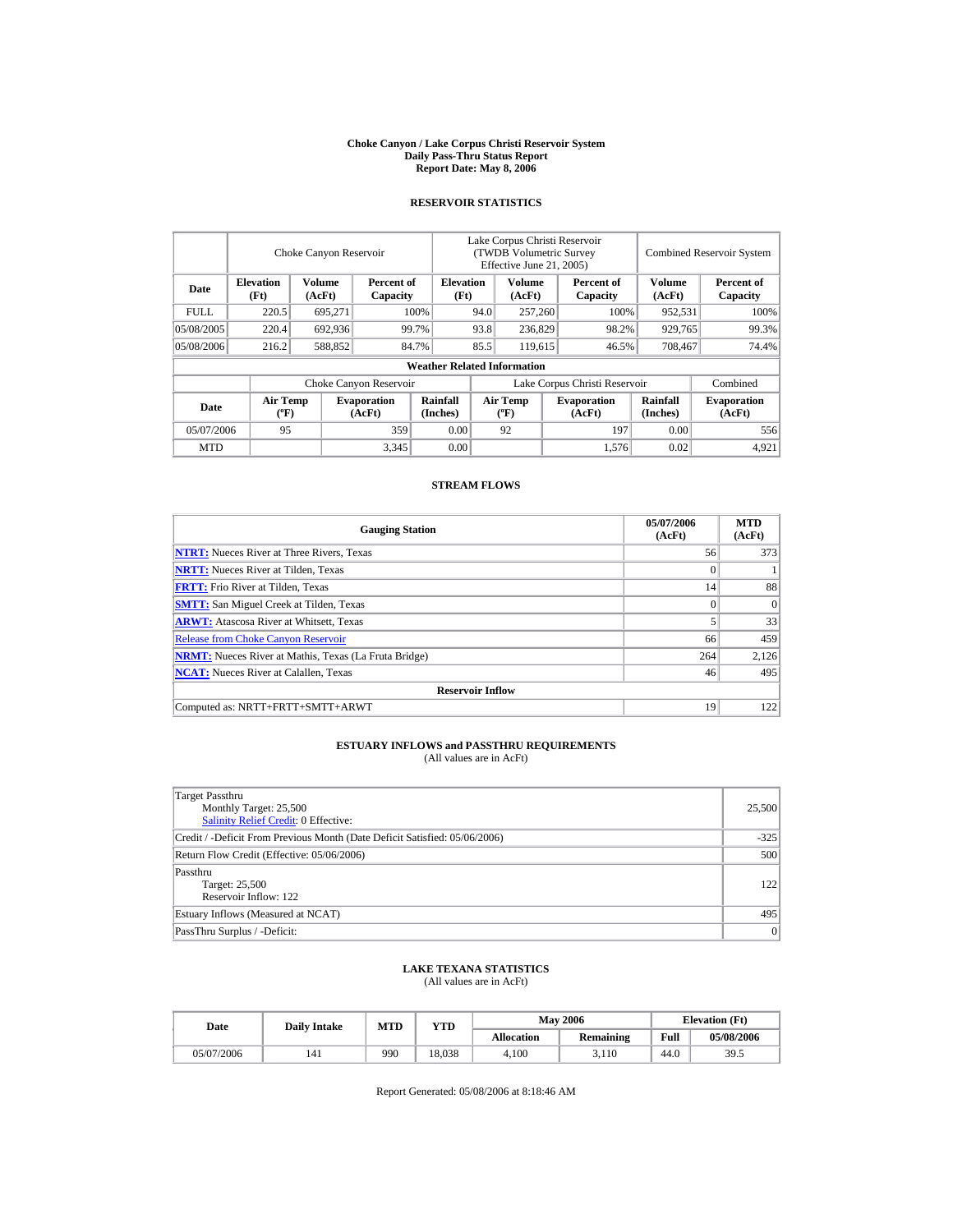# Choke Canyon / Lake Corpus Christi Reservoir System
## Daily Pass-Thru Status Report
### Report Date: May 8, 2006

## RESERVOIR STATISTICS

| Date | Choke Canyon Reservoir | | | Lake Corpus Christi Reservoir (TWDB Volumetric Survey Effective June 21, 2005) | | | Combined Reservoir System | |
|---|---|---|---|---|---|---|---|---|
| | Elevation (Ft) | Volume (AcFt) | Percent of Capacity | Elevation (Ft) | Volume (AcFt) | Percent of Capacity | Volume (AcFt) | Percent of Capacity |
| FULL | 220.5 | 695,271 | 100% | 94.0 | 257,260 | 100% | 952,531 | 100% |
| 05/08/2005 | 220.4 | 692,936 | 99.7% | 93.8 | 236,829 | 98.2% | 929,765 | 99.3% |
| 05/08/2006 | 216.2 | 588,852 | 84.7% | 85.5 | 119,615 | 46.5% | 708,467 | 74.4% |

**Weather Related Information**

| Date | Choke Canyon Reservoir | | | Lake Corpus Christi Reservoir | | | Combined |
|---|---|---|---|---|---|---|---|
| | Air Temp (ºF) | Evaporation (AcFt) | Rainfall (Inches) | Air Temp (ºF) | Evaporation (AcFt) | Rainfall (Inches) | Evaporation (AcFt) |
| 05/07/2006 | 95 | 359 | 0.00 | 92 | 197 | 0.00 | 556 |
| MTD | | 3,345 | 0.00 | | 1,576 | 0.02 | 4,921 |

## STREAM FLOWS

| Gauging Station | 05/07/2006 (AcFt) | MTD (AcFt) |
|---|---|---|
| NTRT: Nueces River at Three Rivers, Texas | 56 | 373 |
| NRTT: Nueces River at Tilden, Texas | 0 | 1 |
| FRTT: Frio River at Tilden, Texas | 14 | 88 |
| SMTT: San Miguel Creek at Tilden, Texas | 0 | 0 |
| ARWT: Atascosa River at Whitsett, Texas | 5 | 33 |
| Release from Choke Canyon Reservoir | 66 | 459 |
| NRMT: Nueces River at Mathis, Texas (La Fruta Bridge) | 264 | 2,126 |
| NCAT: Nueces River at Calallen, Texas | 46 | 495 |
| **Reservoir Inflow** | | |
| Computed as: NRTT+FRTT+SMTT+ARWT | 19 | 122 |

## ESTUARY INFLOWS and PASSTHRU REQUIREMENTS
(All values are in AcFt)

| | |
|---|---|
| Target Passthru<br>Monthly Target: 25,500<br>Salinity Relief Credit: 0 Effective: | 25,500 |
| Credit / -Deficit From Previous Month (Date Deficit Satisfied: 05/06/2006) | -325 |
| Return Flow Credit (Effective: 05/06/2006) | 500 |
| Passthru<br>Target: 25,500<br>Reservoir Inflow: 122 | 122 |
| Estuary Inflows (Measured at NCAT) | 495 |
| PassThru Surplus / -Deficit: | 0 |

## LAKE TEXANA STATISTICS
(All values are in AcFt)

| Date | Daily Intake | MTD | YTD | May 2006 | | Elevation (Ft) | |
|---|---|---|---|---|---|---|---|
| | | | | Allocation | Remaining | Full | 05/08/2006 |
| 05/07/2006 | 141 | 990 | 18,038 | 4,100 | 3,110 | 44.0 | 39.5 |

Report Generated: 05/08/2006 at 8:18:46 AM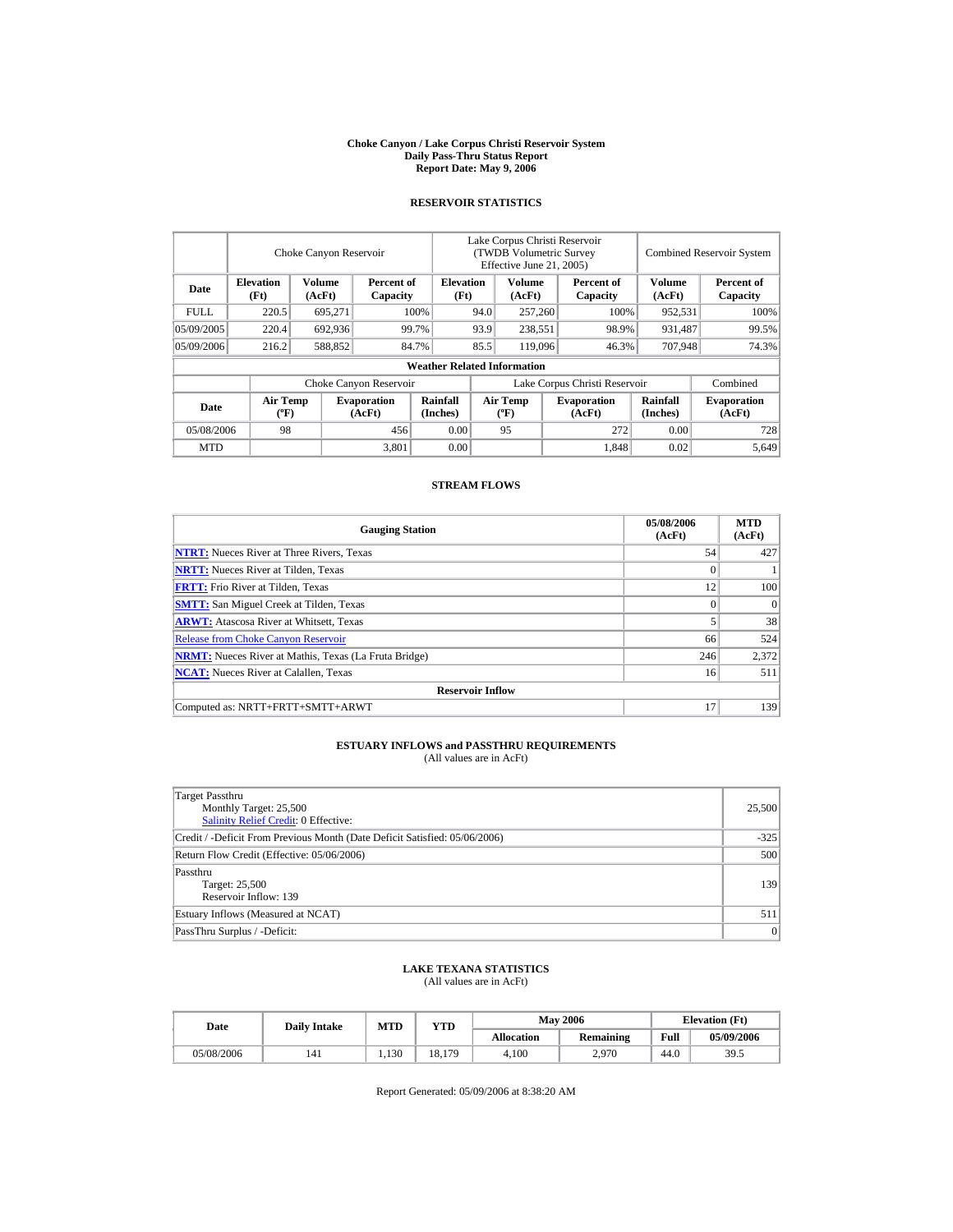# Choke Canyon / Lake Corpus Christi Reservoir System
## Daily Pass-Thru Status Report
## Report Date: May 9, 2006

### RESERVOIR STATISTICS

| | Choke Canyon Reservoir | | | Lake Corpus Christi Reservoir (TWDB Volumetric Survey Effective June 21, 2005) | | | Combined Reservoir System | |
|---|---|---|---|---|---|---|---|---|
| Date | Elevation (Ft) | Volume (AcFt) | Percent of Capacity | Elevation (Ft) | Volume (AcFt) | Percent of Capacity | Volume (AcFt) | Percent of Capacity |
| FULL | 220.5 | 695,271 | 100% | 94.0 | 257,260 | 100% | 952,531 | 100% |
| 05/09/2005 | 220.4 | 692,936 | 99.7% | 93.9 | 238,551 | 98.9% | 931,487 | 99.5% |
| 05/09/2006 | 216.2 | 588,852 | 84.7% | 85.5 | 119,096 | 46.3% | 707,948 | 74.3% |

**Weather Related Information**

| | Choke Canyon Reservoir | | | Lake Corpus Christi Reservoir | | | Combined |
|---|---|---|---|---|---|---|---|
| Date | Air Temp (ºF) | Evaporation (AcFt) | Rainfall (Inches) | Air Temp (ºF) | Evaporation (AcFt) | Rainfall (Inches) | Evaporation (AcFt) |
| 05/08/2006 | 98 | 456 | 0.00 | 95 | 272 | 0.00 | 728 |
| MTD | | 3,801 | 0.00 | | 1,848 | 0.02 | 5,649 |

### STREAM FLOWS

| Gauging Station | 05/08/2006 (AcFt) | MTD (AcFt) |
|---|---|---|
| NTRT: Nueces River at Three Rivers, Texas | 54 | 427 |
| NRTT: Nueces River at Tilden, Texas | 0 | 1 |
| FRTT: Frio River at Tilden, Texas | 12 | 100 |
| SMTT: San Miguel Creek at Tilden, Texas | 0 | 0 |
| ARWT: Atascosa River at Whitsett, Texas | 5 | 38 |
| Release from Choke Canyon Reservoir | 66 | 524 |
| NRMT: Nueces River at Mathis, Texas (La Fruta Bridge) | 246 | 2,372 |
| NCAT: Nueces River at Calallen, Texas | 16 | 511 |
| **Reservoir Inflow** | | |
| Computed as: NRTT+FRTT+SMTT+ARWT | 17 | 139 |

### ESTUARY INFLOWS and PASSTHRU REQUIREMENTS
(All values are in AcFt)

| | |
|---|---|
| Target Passthru<br>Monthly Target: 25,500<br>Salinity Relief Credit: 0 Effective: | 25,500 |
| Credit / -Deficit From Previous Month (Date Deficit Satisfied: 05/06/2006) | -325 |
| Return Flow Credit (Effective: 05/06/2006) | 500 |
| Passthru<br>Target: 25,500<br>Reservoir Inflow: 139 | 139 |
| Estuary Inflows (Measured at NCAT) | 511 |
| PassThru Surplus / -Deficit: | 0 |

### LAKE TEXANA STATISTICS
(All values are in AcFt)

| Date | Daily Intake | MTD | YTD | May 2006 | | Elevation (Ft) | |
|---|---|---|---|---|---|---|---|
| | | | | Allocation | Remaining | Full | 05/09/2006 |
| 05/08/2006 | 141 | 1,130 | 18,179 | 4,100 | 2,970 | 44.0 | 39.5 |

Report Generated: 05/09/2006 at 8:38:20 AM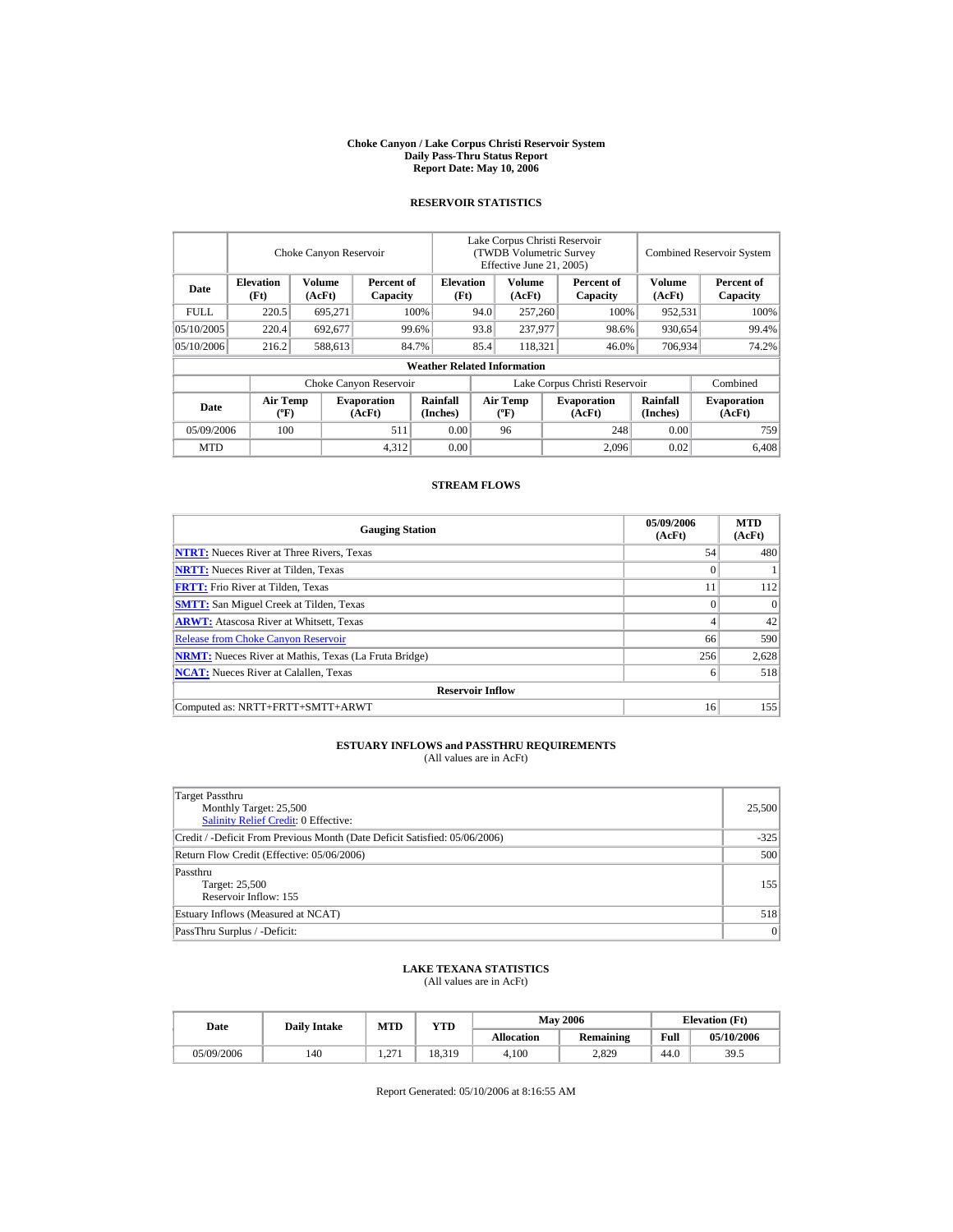**Choke Canyon / Lake Corpus Christi Reservoir System**
**Daily Pass-Thru Status Report**
**Report Date: May 10, 2006**

## RESERVOIR STATISTICS

| | Choke Canyon Reservoir | | | Lake Corpus Christi Reservoir (TWDB Volumetric Survey Effective June 21, 2005) | | | Combined Reservoir System | |
|---|---|---|---|---|---|---|---|---|
| **Date** | **Elevation (Ft)** | **Volume (AcFt)** | **Percent of Capacity** | **Elevation (Ft)** | **Volume (AcFt)** | **Percent of Capacity** | **Volume (AcFt)** | **Percent of Capacity** |
| FULL | 220.5 | 695,271 | 100% | 94.0 | 257,260 | 100% | 952,531 | 100% |
| 05/10/2005 | 220.4 | 692,677 | 99.6% | 93.8 | 237,977 | 98.6% | 930,654 | 99.4% |
| 05/10/2006 | 216.2 | 588,613 | 84.7% | 85.4 | 118,321 | 46.0% | 706,934 | 74.2% |

**Weather Related Information**

| | Choke Canyon Reservoir | | | Lake Corpus Christi Reservoir | | | Combined |
|---|---|---|---|---|---|---|---|
| **Date** | **Air Temp (ºF)** | **Evaporation (AcFt)** | **Rainfall (Inches)** | **Air Temp (ºF)** | **Evaporation (AcFt)** | **Rainfall (Inches)** | **Evaporation (AcFt)** |
| 05/09/2006 | 100 | 511 | 0.00 | 96 | 248 | 0.00 | 759 |
| MTD | | 4,312 | 0.00 | | 2,096 | 0.02 | 6,408 |

## STREAM FLOWS

| Gauging Station | 05/09/2006 (AcFt) | MTD (AcFt) |
|---|---|---|
| **NTRT:** Nueces River at Three Rivers, Texas | 54 | 480 |
| **NRTT:** Nueces River at Tilden, Texas | 0 | 1 |
| **FRTT:** Frio River at Tilden, Texas | 11 | 112 |
| **SMTT:** San Miguel Creek at Tilden, Texas | 0 | 0 |
| **ARWT:** Atascosa River at Whitsett, Texas | 4 | 42 |
| Release from Choke Canyon Reservoir | 66 | 590 |
| **NRMT:** Nueces River at Mathis, Texas (La Fruta Bridge) | 256 | 2,628 |
| **NCAT:** Nueces River at Calallen, Texas | 6 | 518 |
| **Reservoir Inflow** | | |
| Computed as: NRTT+FRTT+SMTT+ARWT | 16 | 155 |

## ESTUARY INFLOWS and PASSTHRU REQUIREMENTS
(All values are in AcFt)

| | |
|---|---|
| Target Passthru<br>Monthly Target: 25,500<br>Salinity Relief Credit: 0 Effective: | 25,500 |
| Credit / -Deficit From Previous Month (Date Deficit Satisfied: 05/06/2006) | -325 |
| Return Flow Credit (Effective: 05/06/2006) | 500 |
| Passthru<br>Target: 25,500<br>Reservoir Inflow: 155 | 155 |
| Estuary Inflows (Measured at NCAT) | 518 |
| PassThru Surplus / -Deficit: | 0 |

## LAKE TEXANA STATISTICS
(All values are in AcFt)

| Date | Daily Intake | MTD | YTD | May 2006 | | Elevation (Ft) | |
|---|---|---|---|---|---|---|---|
| | | | | **Allocation** | **Remaining** | **Full** | **05/10/2006** |
| 05/09/2006 | 140 | 1,271 | 18,319 | 4,100 | 2,829 | 44.0 | 39.5 |

Report Generated: 05/10/2006 at 8:16:55 AM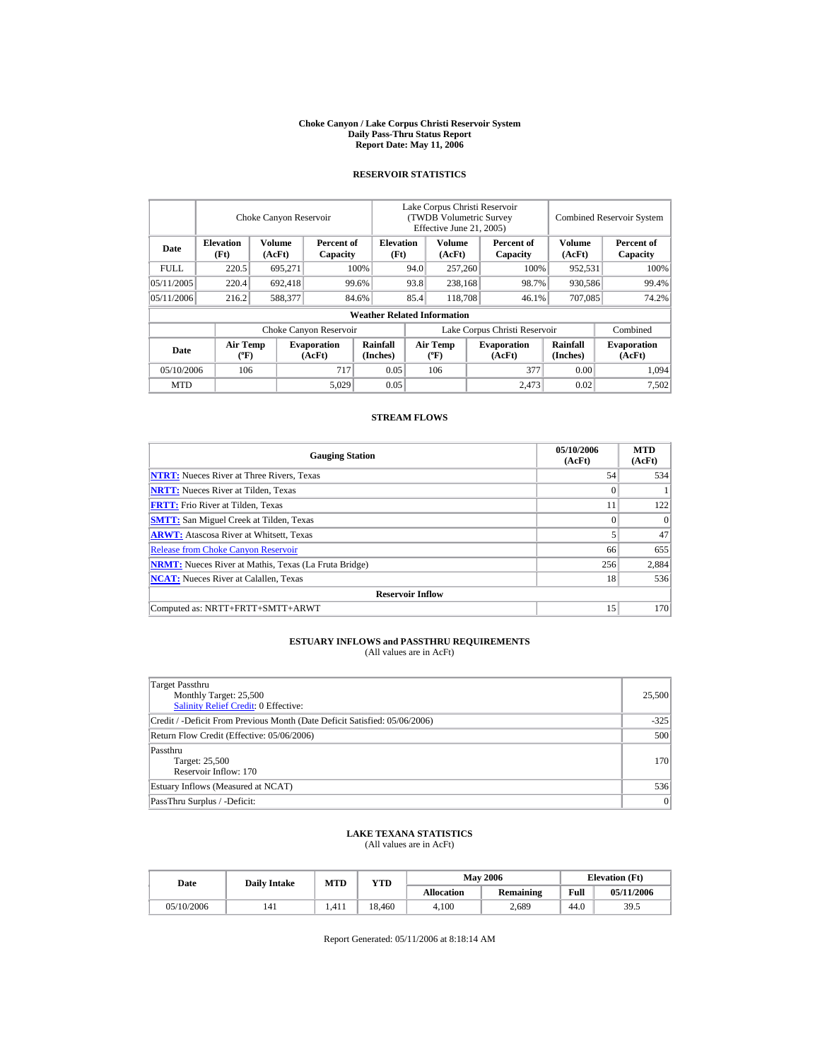# Choke Canyon / Lake Corpus Christi Reservoir System
## Daily Pass-Thru Status Report
## Report Date: May 11, 2006

### RESERVOIR STATISTICS

| Date | Choke Canyon Reservoir | | | Lake Corpus Christi Reservoir (TWDB Volumetric Survey Effective June 21, 2005) | | | Combined Reservoir System | |
|---|---|---|---|---|---|---|---|---|
| | Elevation (Ft) | Volume (AcFt) | Percent of Capacity | Elevation (Ft) | Volume (AcFt) | Percent of Capacity | Volume (AcFt) | Percent of Capacity |
| FULL | 220.5 | 695,271 | 100% | 94.0 | 257,260 | 100% | 952,531 | 100% |
| 05/11/2005 | 220.4 | 692,418 | 99.6% | 93.8 | 238,168 | 98.7% | 930,586 | 99.4% |
| 05/11/2006 | 216.2 | 588,377 | 84.6% | 85.4 | 118,708 | 46.1% | 707,085 | 74.2% |

**Weather Related Information**

| Date | Choke Canyon Reservoir | | | Lake Corpus Christi Reservoir | | | Combined |
|---|---|---|---|---|---|---|---|
| | Air Temp (ºF) | Evaporation (AcFt) | Rainfall (Inches) | Air Temp (ºF) | Evaporation (AcFt) | Rainfall (Inches) | Evaporation (AcFt) |
| 05/10/2006 | 106 | 717 | 0.05 | 106 | 377 | 0.00 | 1,094 |
| MTD | | 5,029 | 0.05 | | 2,473 | 0.02 | 7,502 |

### STREAM FLOWS

| Gauging Station | 05/10/2006 (AcFt) | MTD (AcFt) |
|---|---|---|
| NTRT: Nueces River at Three Rivers, Texas | 54 | 534 |
| NRTT: Nueces River at Tilden, Texas | 0 | 1 |
| FRTT: Frio River at Tilden, Texas | 11 | 122 |
| SMTT: San Miguel Creek at Tilden, Texas | 0 | 0 |
| ARWT: Atascosa River at Whitsett, Texas | 5 | 47 |
| Release from Choke Canyon Reservoir | 66 | 655 |
| NRMT: Nueces River at Mathis, Texas (La Fruta Bridge) | 256 | 2,884 |
| NCAT: Nueces River at Calallen, Texas | 18 | 536 |
| **Reservoir Inflow** | | |
| Computed as: NRTT+FRTT+SMTT+ARWT | 15 | 170 |

### ESTUARY INFLOWS and PASSTHRU REQUIREMENTS
(All values are in AcFt)

| | |
|---|---|
| Target Passthru<br>Monthly Target: 25,500<br>Salinity Relief Credit: 0 Effective: | 25,500 |
| Credit / -Deficit From Previous Month (Date Deficit Satisfied: 05/06/2006) | -325 |
| Return Flow Credit (Effective: 05/06/2006) | 500 |
| Passthru<br>Target: 25,500<br>Reservoir Inflow: 170 | 170 |
| Estuary Inflows (Measured at NCAT) | 536 |
| PassThru Surplus / -Deficit: | 0 |

### LAKE TEXANA STATISTICS
(All values are in AcFt)

| Date | Daily Intake | MTD | YTD | May 2006 | | Elevation (Ft) | |
|---|---|---|---|---|---|---|---|
| | | | | Allocation | Remaining | Full | 05/11/2006 |
| 05/10/2006 | 141 | 1,411 | 18,460 | 4,100 | 2,689 | 44.0 | 39.5 |

Report Generated: 05/11/2006 at 8:18:14 AM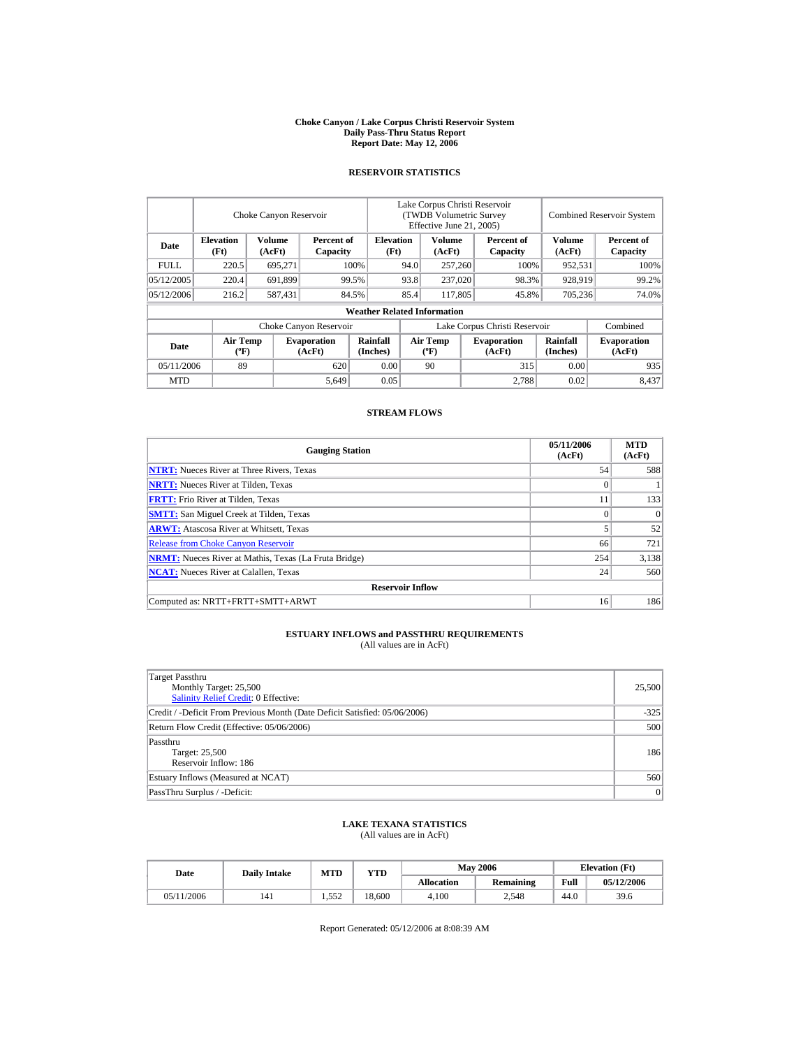# Choke Canyon / Lake Corpus Christi Reservoir System
## Daily Pass-Thru Status Report
## Report Date: May 12, 2006

### RESERVOIR STATISTICS

| Date | Choke Canyon Reservoir | | | Lake Corpus Christi Reservoir (TWDB Volumetric Survey Effective June 21, 2005) | | | Combined Reservoir System | |
|---|---|---|---|---|---|---|---|---|
| | Elevation (Ft) | Volume (AcFt) | Percent of Capacity | Elevation (Ft) | Volume (AcFt) | Percent of Capacity | Volume (AcFt) | Percent of Capacity |
| FULL | 220.5 | 695,271 | 100% | 94.0 | 257,260 | 100% | 952,531 | 100% |
| 05/12/2005 | 220.4 | 691,899 | 99.5% | 93.8 | 237,020 | 98.3% | 928,919 | 99.2% |
| 05/12/2006 | 216.2 | 587,431 | 84.5% | 85.4 | 117,805 | 45.8% | 705,236 | 74.0% |

**Weather Related Information**

| Date | Choke Canyon Reservoir | | | Lake Corpus Christi Reservoir | | | Combined |
|---|---|---|---|---|---|---|---|
| | Air Temp (ºF) | Evaporation (AcFt) | Rainfall (Inches) | Air Temp (ºF) | Evaporation (AcFt) | Rainfall (Inches) | Evaporation (AcFt) |
| 05/11/2006 | 89 | 620 | 0.00 | 90 | 315 | 0.00 | 935 |
| MTD | | 5,649 | 0.05 | | 2,788 | 0.02 | 8,437 |

### STREAM FLOWS

| Gauging Station | 05/11/2006 (AcFt) | MTD (AcFt) |
|---|---|---|
| **NTRT:** Nueces River at Three Rivers, Texas | 54 | 588 |
| **NRTT:** Nueces River at Tilden, Texas | 0 | 1 |
| **FRTT:** Frio River at Tilden, Texas | 11 | 133 |
| **SMTT:** San Miguel Creek at Tilden, Texas | 0 | 0 |
| **ARWT:** Atascosa River at Whitsett, Texas | 5 | 52 |
| Release from Choke Canyon Reservoir | 66 | 721 |
| **NRMT:** Nueces River at Mathis, Texas (La Fruta Bridge) | 254 | 3,138 |
| **NCAT:** Nueces River at Calallen, Texas | 24 | 560 |
| **Reservoir Inflow** | | |
| Computed as: NRTT+FRTT+SMTT+ARWT | 16 | 186 |

### ESTUARY INFLOWS and PASSTHRU REQUIREMENTS
(All values are in AcFt)

| | |
|---|---|
| Target Passthru<br>Monthly Target: 25,500<br>Salinity Relief Credit: 0 Effective: | 25,500 |
| Credit / -Deficit From Previous Month (Date Deficit Satisfied: 05/06/2006) | -325 |
| Return Flow Credit (Effective: 05/06/2006) | 500 |
| Passthru<br>Target: 25,500<br>Reservoir Inflow: 186 | 186 |
| Estuary Inflows (Measured at NCAT) | 560 |
| PassThru Surplus / -Deficit: | 0 |

### LAKE TEXANA STATISTICS
(All values are in AcFt)

| Date | Daily Intake | MTD | YTD | May 2006 | | Elevation (Ft) | |
|---|---|---|---|---|---|---|---|
| | | | | Allocation | Remaining | Full | 05/12/2006 |
| 05/11/2006 | 141 | 1,552 | 18,600 | 4,100 | 2,548 | 44.0 | 39.6 |

Report Generated: 05/12/2006 at 8:08:39 AM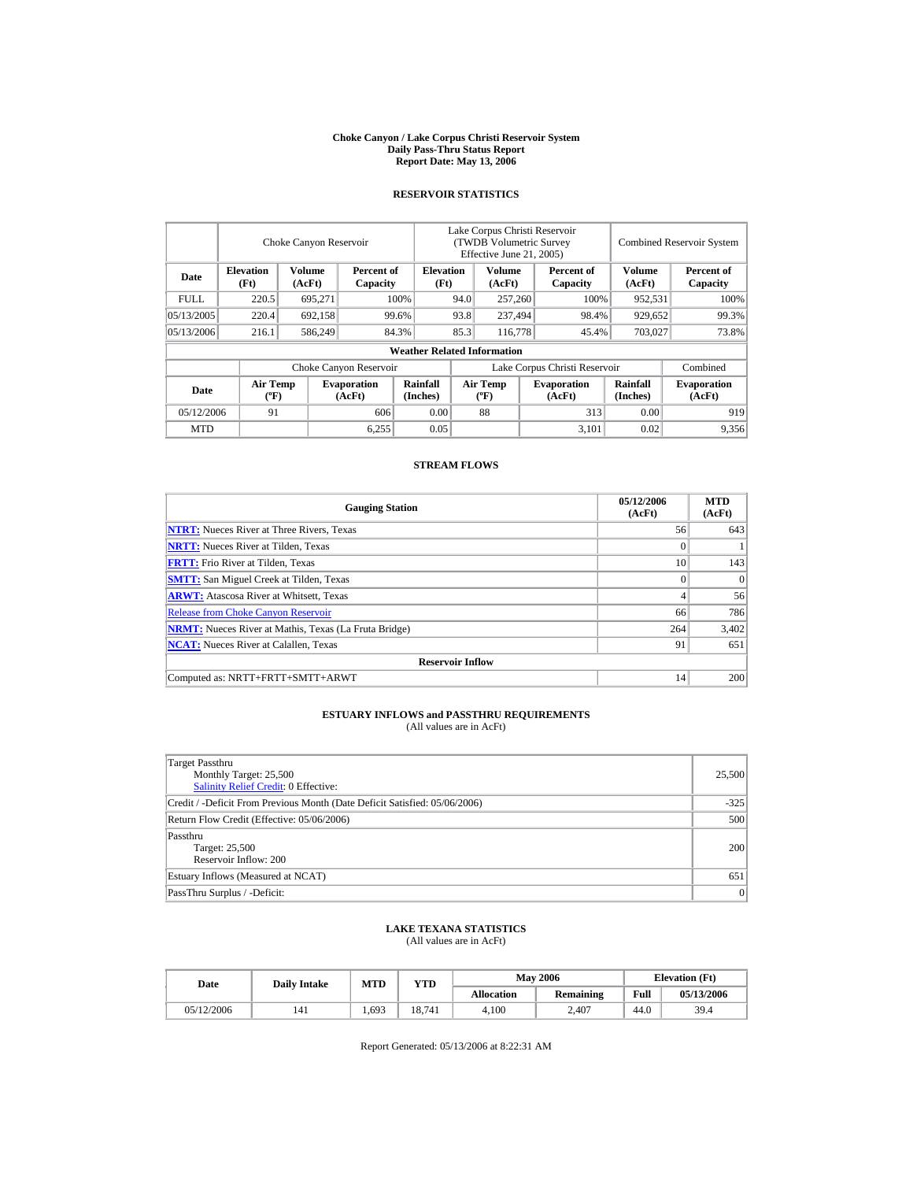# Choke Canyon / Lake Corpus Christi Reservoir System
## Daily Pass-Thru Status Report
## Report Date: May 13, 2006

### RESERVOIR STATISTICS

| Date | Choke Canyon Reservoir | | | Lake Corpus Christi Reservoir (TWDB Volumetric Survey Effective June 21, 2005) | | | Combined Reservoir System | |
|---|---|---|---|---|---|---|---|---|
| | Elevation (Ft) | Volume (AcFt) | Percent of Capacity | Elevation (Ft) | Volume (AcFt) | Percent of Capacity | Volume (AcFt) | Percent of Capacity |
| FULL | 220.5 | 695,271 | 100% | 94.0 | 257,260 | 100% | 952,531 | 100% |
| 05/13/2005 | 220.4 | 692,158 | 99.6% | 93.8 | 237,494 | 98.4% | 929,652 | 99.3% |
| 05/13/2006 | 216.1 | 586,249 | 84.3% | 85.3 | 116,778 | 45.4% | 703,027 | 73.8% |

**Weather Related Information**

| Date | Choke Canyon Reservoir | | | Lake Corpus Christi Reservoir | | | Combined |
|---|---|---|---|---|---|---|---|
| | Air Temp (ºF) | Evaporation (AcFt) | Rainfall (Inches) | Air Temp (ºF) | Evaporation (AcFt) | Rainfall (Inches) | Evaporation (AcFt) |
| 05/12/2006 | 91 | 606 | 0.00 | 88 | 313 | 0.00 | 919 |
| MTD | | 6,255 | 0.05 | | 3,101 | 0.02 | 9,356 |

### STREAM FLOWS

| Gauging Station | 05/12/2006 (AcFt) | MTD (AcFt) |
|---|---|---|
| NTRT: Nueces River at Three Rivers, Texas | 56 | 643 |
| NRTT: Nueces River at Tilden, Texas | 0 | 1 |
| FRTT: Frio River at Tilden, Texas | 10 | 143 |
| SMTT: San Miguel Creek at Tilden, Texas | 0 | 0 |
| ARWT: Atascosa River at Whitsett, Texas | 4 | 56 |
| Release from Choke Canyon Reservoir | 66 | 786 |
| NRMT: Nueces River at Mathis, Texas (La Fruta Bridge) | 264 | 3,402 |
| NCAT: Nueces River at Calallen, Texas | 91 | 651 |
| **Reservoir Inflow** | | |
| Computed as: NRTT+FRTT+SMTT+ARWT | 14 | 200 |

### ESTUARY INFLOWS and PASSTHRU REQUIREMENTS
(All values are in AcFt)

| | |
|---|---|
| Target Passthru<br>Monthly Target: 25,500<br>Salinity Relief Credit: 0 Effective: | 25,500 |
| Credit / -Deficit From Previous Month (Date Deficit Satisfied: 05/06/2006) | -325 |
| Return Flow Credit (Effective: 05/06/2006) | 500 |
| Passthru<br>Target: 25,500<br>Reservoir Inflow: 200 | 200 |
| Estuary Inflows (Measured at NCAT) | 651 |
| PassThru Surplus / -Deficit: | 0 |

### LAKE TEXANA STATISTICS
(All values are in AcFt)

| Date | Daily Intake | MTD | YTD | May 2006 | | Elevation (Ft) | |
|---|---|---|---|---|---|---|---|
| | | | | Allocation | Remaining | Full | 05/13/2006 |
| 05/12/2006 | 141 | 1,693 | 18,741 | 4,100 | 2,407 | 44.0 | 39.4 |

Report Generated: 05/13/2006 at 8:22:31 AM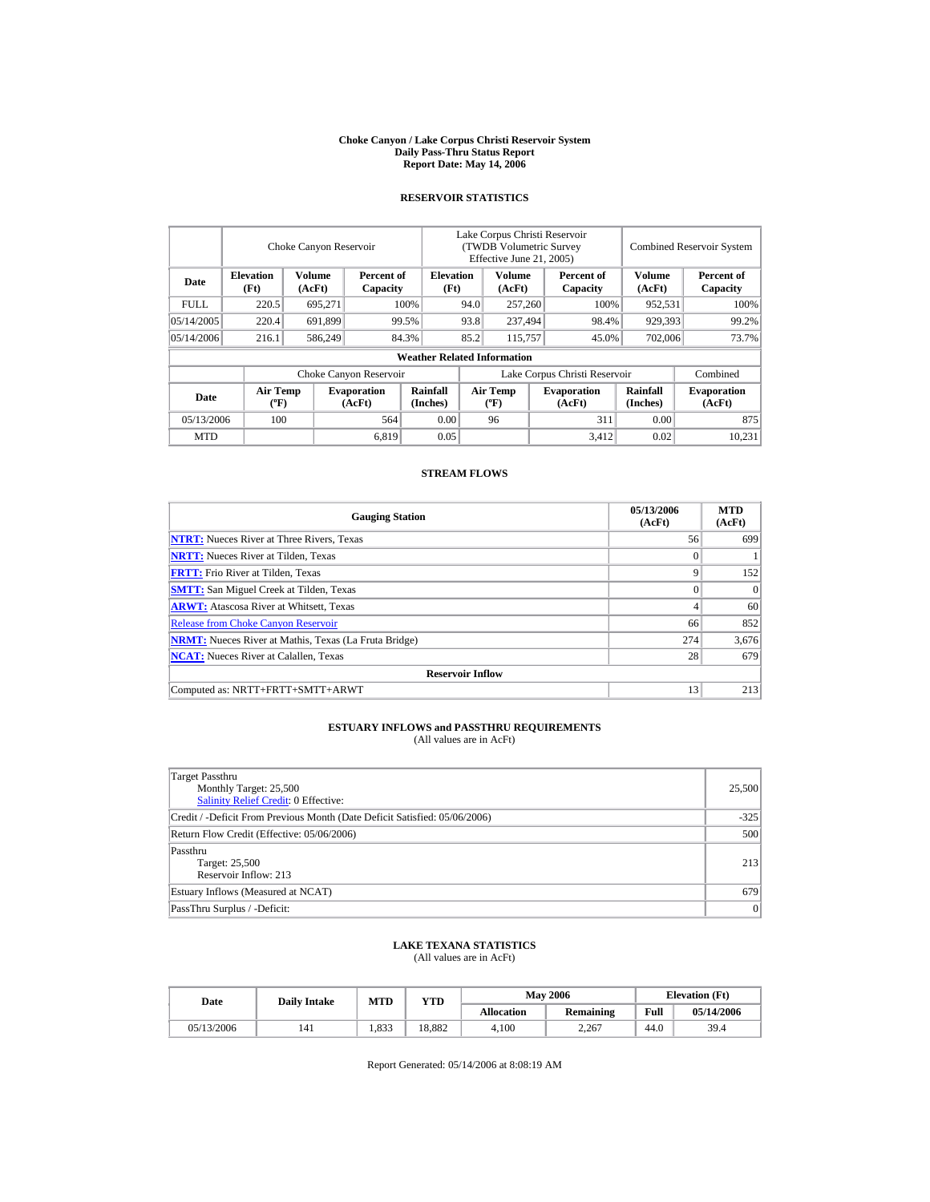# Choke Canyon / Lake Corpus Christi Reservoir System
## Daily Pass-Thru Status Report
## Report Date: May 14, 2006

### RESERVOIR STATISTICS

| Date | Choke Canyon Reservoir | | | Lake Corpus Christi Reservoir (TWDB Volumetric Survey Effective June 21, 2005) | | | Combined Reservoir System | |
|---|---|---|---|---|---|---|---|---|
| | Elevation (Ft) | Volume (AcFt) | Percent of Capacity | Elevation (Ft) | Volume (AcFt) | Percent of Capacity | Volume (AcFt) | Percent of Capacity |
| FULL | 220.5 | 695,271 | 100% | 94.0 | 257,260 | 100% | 952,531 | 100% |
| 05/14/2005 | 220.4 | 691,899 | 99.5% | 93.8 | 237,494 | 98.4% | 929,393 | 99.2% |
| 05/14/2006 | 216.1 | 586,249 | 84.3% | 85.2 | 115,757 | 45.0% | 702,006 | 73.7% |

**Weather Related Information**

| Date | Choke Canyon Reservoir | | | Lake Corpus Christi Reservoir | | | Combined |
|---|---|---|---|---|---|---|---|
| | Air Temp (ºF) | Evaporation (AcFt) | Rainfall (Inches) | Air Temp (ºF) | Evaporation (AcFt) | Rainfall (Inches) | Evaporation (AcFt) |
| 05/13/2006 | 100 | 564 | 0.00 | 96 | 311 | 0.00 | 875 |
| MTD | | 6,819 | 0.05 | | 3,412 | 0.02 | 10,231 |

### STREAM FLOWS

| Gauging Station | 05/13/2006 (AcFt) | MTD (AcFt) |
|---|---|---|
| NTRT: Nueces River at Three Rivers, Texas | 56 | 699 |
| NRTT: Nueces River at Tilden, Texas | 0 | 1 |
| FRTT: Frio River at Tilden, Texas | 9 | 152 |
| SMTT: San Miguel Creek at Tilden, Texas | 0 | 0 |
| ARWT: Atascosa River at Whitsett, Texas | 4 | 60 |
| Release from Choke Canyon Reservoir | 66 | 852 |
| NRMT: Nueces River at Mathis, Texas (La Fruta Bridge) | 274 | 3,676 |
| NCAT: Nueces River at Calallen, Texas | 28 | 679 |
| **Reservoir Inflow** | | |
| Computed as: NRTT+FRTT+SMTT+ARWT | 13 | 213 |

### ESTUARY INFLOWS and PASSTHRU REQUIREMENTS
(All values are in AcFt)

| | |
|---|---|
| Target Passthru<br>Monthly Target: 25,500<br>Salinity Relief Credit: 0 Effective: | 25,500 |
| Credit / -Deficit From Previous Month (Date Deficit Satisfied: 05/06/2006) | -325 |
| Return Flow Credit (Effective: 05/06/2006) | 500 |
| Passthru<br>Target: 25,500<br>Reservoir Inflow: 213 | 213 |
| Estuary Inflows (Measured at NCAT) | 679 |
| PassThru Surplus / -Deficit: | 0 |

### LAKE TEXANA STATISTICS
(All values are in AcFt)

| Date | Daily Intake | MTD | YTD | May 2006 | | Elevation (Ft) | |
|---|---|---|---|---|---|---|---|
| | | | | Allocation | Remaining | Full | 05/14/2006 |
| 05/13/2006 | 141 | 1,833 | 18,882 | 4,100 | 2,267 | 44.0 | 39.4 |

Report Generated: 05/14/2006 at 8:08:19 AM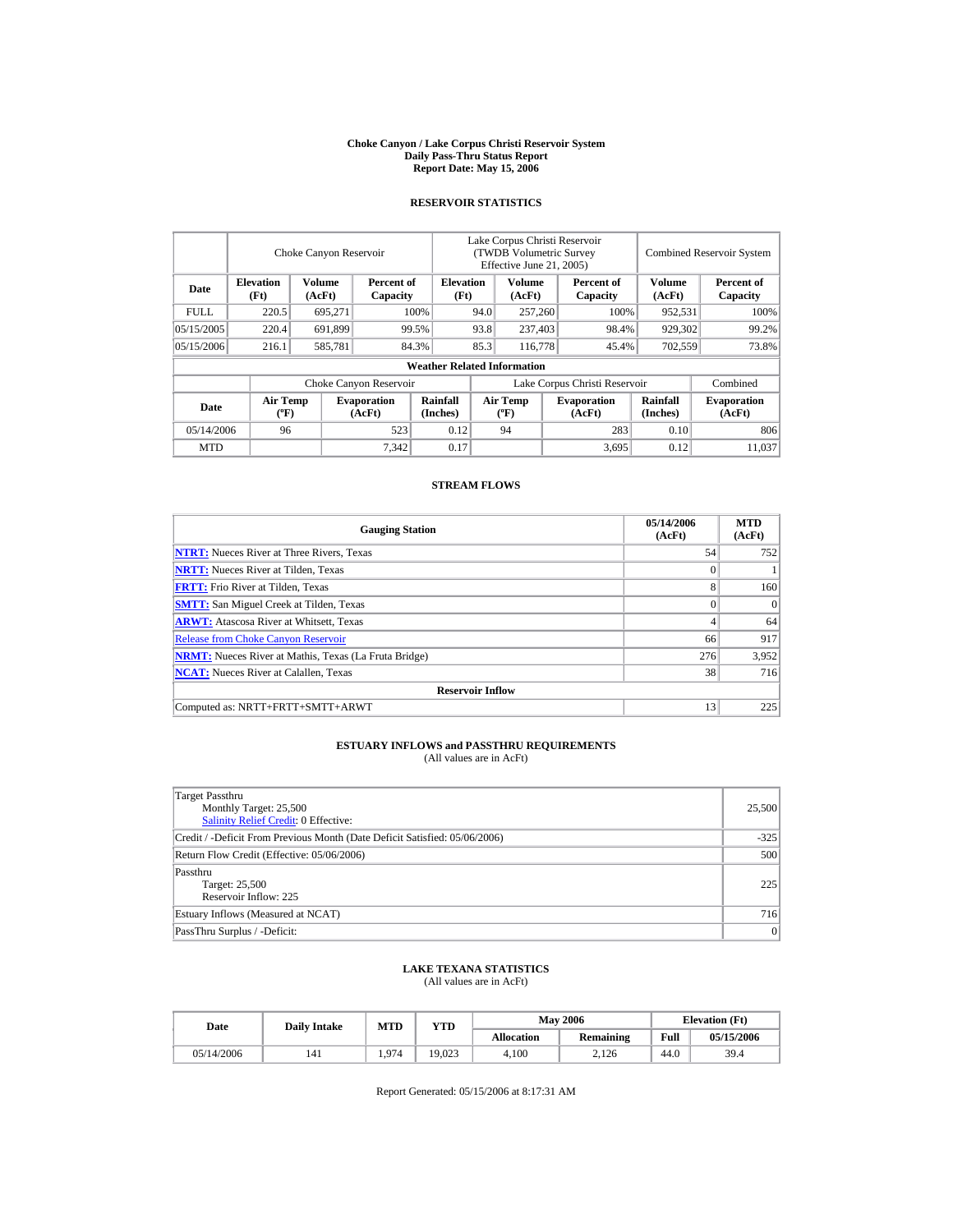# Choke Canyon / Lake Corpus Christi Reservoir System
## Daily Pass-Thru Status Report
### Report Date: May 15, 2006

## RESERVOIR STATISTICS

| Date | Choke Canyon Reservoir | | | Lake Corpus Christi Reservoir (TWDB Volumetric Survey Effective June 21, 2005) | | | Combined Reservoir System | |
|---|---|---|---|---|---|---|---|---|
| | Elevation (Ft) | Volume (AcFt) | Percent of Capacity | Elevation (Ft) | Volume (AcFt) | Percent of Capacity | Volume (AcFt) | Percent of Capacity |
| FULL | 220.5 | 695,271 | 100% | 94.0 | 257,260 | 100% | 952,531 | 100% |
| 05/15/2005 | 220.4 | 691,899 | 99.5% | 93.8 | 237,403 | 98.4% | 929,302 | 99.2% |
| 05/15/2006 | 216.1 | 585,781 | 84.3% | 85.3 | 116,778 | 45.4% | 702,559 | 73.8% |

**Weather Related Information**

| Date | Choke Canyon Reservoir | | | Lake Corpus Christi Reservoir | | | Combined |
|---|---|---|---|---|---|---|---|
| | Air Temp (ºF) | Evaporation (AcFt) | Rainfall (Inches) | Air Temp (ºF) | Evaporation (AcFt) | Rainfall (Inches) | Evaporation (AcFt) |
| 05/14/2006 | 96 | 523 | 0.12 | 94 | 283 | 0.10 | 806 |
| MTD | | 7,342 | 0.17 | | 3,695 | 0.12 | 11,037 |

## STREAM FLOWS

| Gauging Station | 05/14/2006 (AcFt) | MTD (AcFt) |
|---|---|---|
| **NTRT:** Nueces River at Three Rivers, Texas | 54 | 752 |
| **NRTT:** Nueces River at Tilden, Texas | 0 | 1 |
| **FRTT:** Frio River at Tilden, Texas | 8 | 160 |
| **SMTT:** San Miguel Creek at Tilden, Texas | 0 | 0 |
| **ARWT:** Atascosa River at Whitsett, Texas | 4 | 64 |
| Release from Choke Canyon Reservoir | 66 | 917 |
| **NRMT:** Nueces River at Mathis, Texas (La Fruta Bridge) | 276 | 3,952 |
| **NCAT:** Nueces River at Calallen, Texas | 38 | 716 |
| **Reservoir Inflow** | | |
| Computed as: NRTT+FRTT+SMTT+ARWT | 13 | 225 |

## ESTUARY INFLOWS and PASSTHRU REQUIREMENTS
(All values are in AcFt)

| | |
|---|---|
| Target Passthru<br>Monthly Target: 25,500<br>Salinity Relief Credit: 0 Effective: | 25,500 |
| Credit / -Deficit From Previous Month (Date Deficit Satisfied: 05/06/2006) | -325 |
| Return Flow Credit (Effective: 05/06/2006) | 500 |
| Passthru<br>Target: 25,500<br>Reservoir Inflow: 225 | 225 |
| Estuary Inflows (Measured at NCAT) | 716 |
| PassThru Surplus / -Deficit: | 0 |

## LAKE TEXANA STATISTICS
(All values are in AcFt)

| Date | Daily Intake | MTD | YTD | May 2006 | | Elevation (Ft) | |
|---|---|---|---|---|---|---|---|
| | | | | Allocation | Remaining | Full | 05/15/2006 |
| 05/14/2006 | 141 | 1,974 | 19,023 | 4,100 | 2,126 | 44.0 | 39.4 |

Report Generated: 05/15/2006 at 8:17:31 AM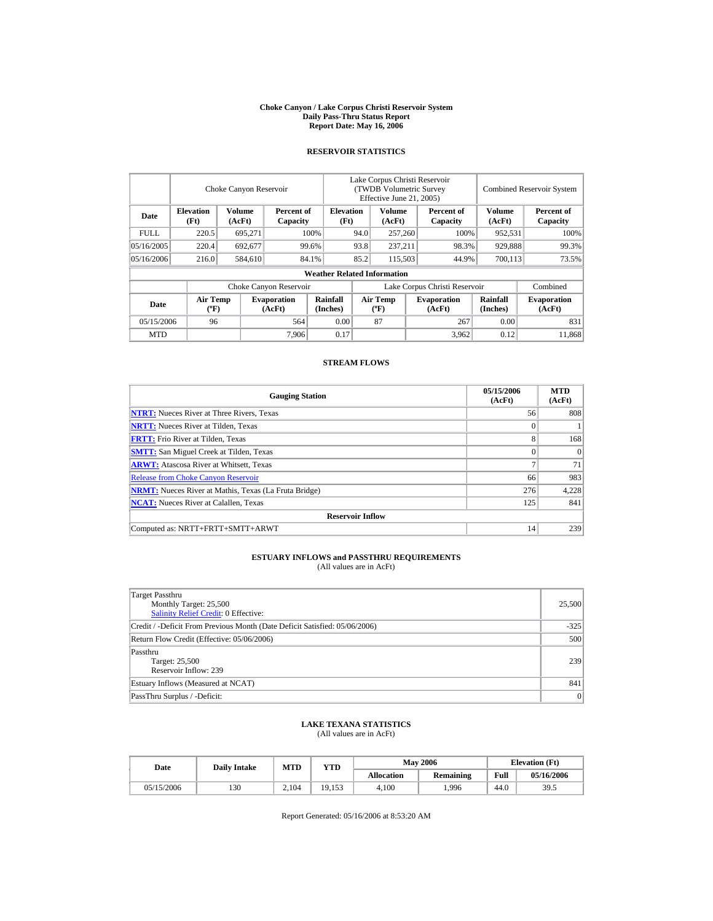# Choke Canyon / Lake Corpus Christi Reservoir System
## Daily Pass-Thru Status Report
## Report Date: May 16, 2006

### RESERVOIR STATISTICS

| Date | Choke Canyon Reservoir | | | Lake Corpus Christi Reservoir (TWDB Volumetric Survey Effective June 21, 2005) | | | Combined Reservoir System | |
|---|---|---|---|---|---|---|---|---|
| | Elevation (Ft) | Volume (AcFt) | Percent of Capacity | Elevation (Ft) | Volume (AcFt) | Percent of Capacity | Volume (AcFt) | Percent of Capacity |
| FULL | 220.5 | 695,271 | 100% | 94.0 | 257,260 | 100% | 952,531 | 100% |
| 05/16/2005 | 220.4 | 692,677 | 99.6% | 93.8 | 237,211 | 98.3% | 929,888 | 99.3% |
| 05/16/2006 | 216.0 | 584,610 | 84.1% | 85.2 | 115,503 | 44.9% | 700,113 | 73.5% |

**Weather Related Information**

| Date | Choke Canyon Reservoir | | | Lake Corpus Christi Reservoir | | | Combined |
|---|---|---|---|---|---|---|---|
| | Air Temp (ºF) | Evaporation (AcFt) | Rainfall (Inches) | Air Temp (ºF) | Evaporation (AcFt) | Rainfall (Inches) | Evaporation (AcFt) |
| 05/15/2006 | 96 | 564 | 0.00 | 87 | 267 | 0.00 | 831 |
| MTD | | 7,906 | 0.17 | | 3,962 | 0.12 | 11,868 |

### STREAM FLOWS

| Gauging Station | 05/15/2006 (AcFt) | MTD (AcFt) |
|---|---|---|
| NTRT: Nueces River at Three Rivers, Texas | 56 | 808 |
| NRTT: Nueces River at Tilden, Texas | 0 | 1 |
| FRTT: Frio River at Tilden, Texas | 8 | 168 |
| SMTT: San Miguel Creek at Tilden, Texas | 0 | 0 |
| ARWT: Atascosa River at Whitsett, Texas | 7 | 71 |
| Release from Choke Canyon Reservoir | 66 | 983 |
| NRMT: Nueces River at Mathis, Texas (La Fruta Bridge) | 276 | 4,228 |
| NCAT: Nueces River at Calallen, Texas | 125 | 841 |
| **Reservoir Inflow** | | |
| Computed as: NRTT+FRTT+SMTT+ARWT | 14 | 239 |

### ESTUARY INFLOWS and PASSTHRU REQUIREMENTS
(All values are in AcFt)

| Item | Value |
|---|---|
| Target Passthru<br>Monthly Target: 25,500<br>Salinity Relief Credit: 0 Effective: | 25,500 |
| Credit / -Deficit From Previous Month (Date Deficit Satisfied: 05/06/2006) | -325 |
| Return Flow Credit (Effective: 05/06/2006) | 500 |
| Passthru<br>Target: 25,500<br>Reservoir Inflow: 239 | 239 |
| Estuary Inflows (Measured at NCAT) | 841 |
| PassThru Surplus / -Deficit: | 0 |

### LAKE TEXANA STATISTICS
(All values are in AcFt)

| Date | Daily Intake | MTD | YTD | May 2006 | | Elevation (Ft) | |
|---|---|---|---|---|---|---|---|
| | | | | Allocation | Remaining | Full | 05/16/2006 |
| 05/15/2006 | 130 | 2,104 | 19,153 | 4,100 | 1,996 | 44.0 | 39.5 |

Report Generated: 05/16/2006 at 8:53:20 AM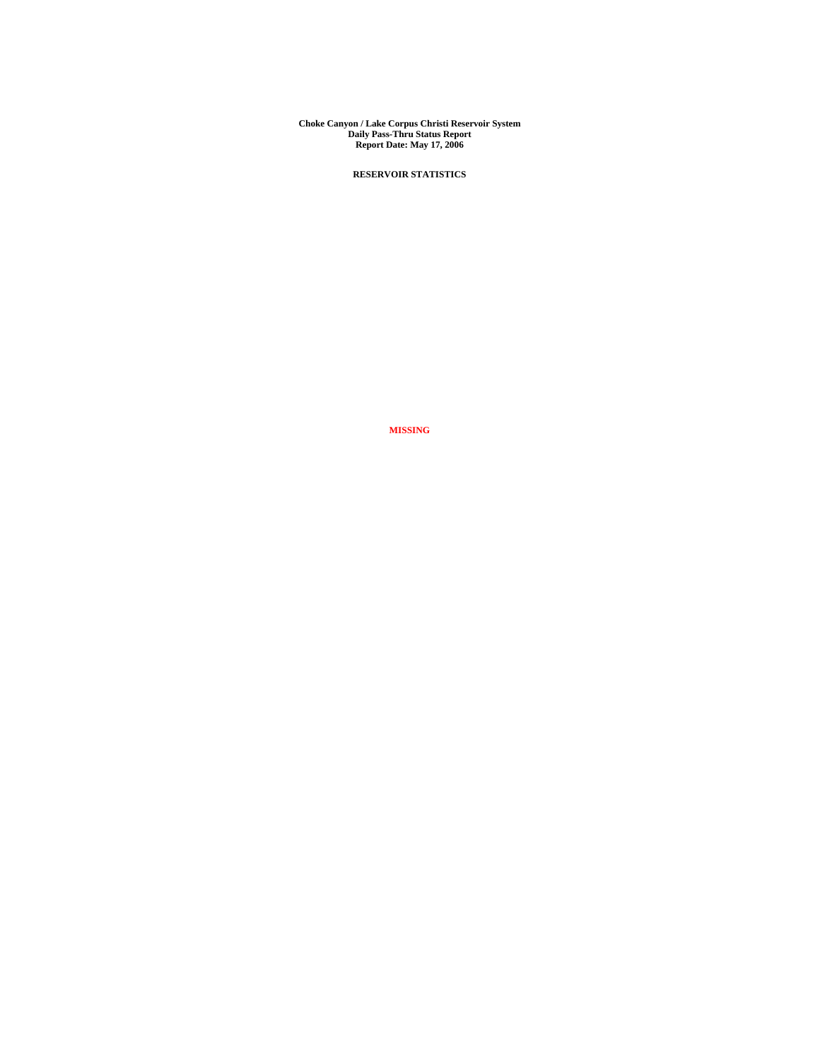**Choke Canyon / Lake Corpus Christi Reservoir System**
**Daily Pass-Thru Status Report**
**Report Date: May 17, 2006**

**RESERVOIR STATISTICS**

**MISSING**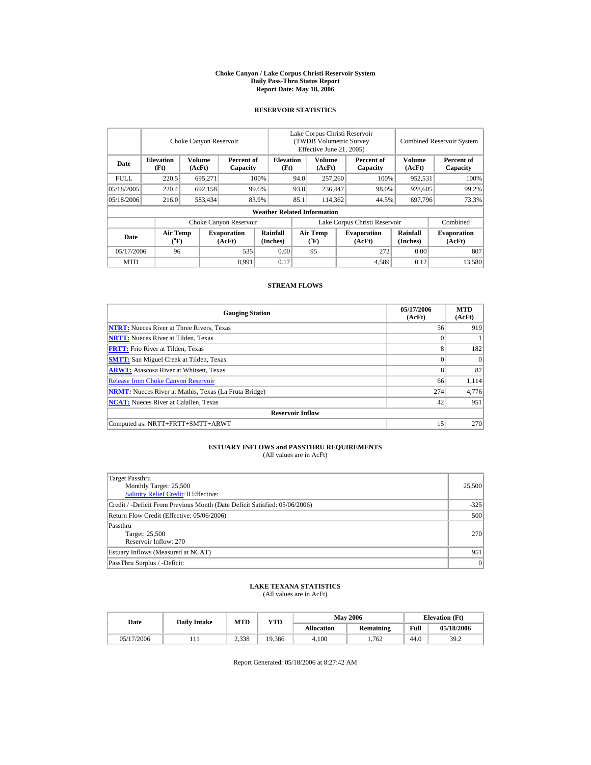# Choke Canyon / Lake Corpus Christi Reservoir System
## Daily Pass-Thru Status Report
### Report Date: May 18, 2006

## RESERVOIR STATISTICS

| Date | Choke Canyon Reservoir | | | Lake Corpus Christi Reservoir (TWDB Volumetric Survey Effective June 21, 2005) | | | Combined Reservoir System | |
|---|---|---|---|---|---|---|---|---|
| | Elevation (Ft) | Volume (AcFt) | Percent of Capacity | Elevation (Ft) | Volume (AcFt) | Percent of Capacity | Volume (AcFt) | Percent of Capacity |
| FULL | 220.5 | 695,271 | 100% | 94.0 | 257,260 | 100% | 952,531 | 100% |
| 05/18/2005 | 220.4 | 692,158 | 99.6% | 93.8 | 236,447 | 98.0% | 928,605 | 99.2% |
| 05/18/2006 | 216.0 | 583,434 | 83.9% | 85.1 | 114,362 | 44.5% | 697,796 | 73.3% |

**Weather Related Information**

| Date | Choke Canyon Reservoir | | | Lake Corpus Christi Reservoir | | | Combined |
|---|---|---|---|---|---|---|---|
| | Air Temp (°F) | Evaporation (AcFt) | Rainfall (Inches) | Air Temp (°F) | Evaporation (AcFt) | Rainfall (Inches) | Evaporation (AcFt) |
| 05/17/2006 | 96 | 535 | 0.00 | 95 | 272 | 0.00 | 807 |
| MTD | | 8,991 | 0.17 | | 4,589 | 0.12 | 13,580 |

## STREAM FLOWS

| Gauging Station | 05/17/2006 (AcFt) | MTD (AcFt) |
|---|---|---|
| NTRT: Nueces River at Three Rivers, Texas | 56 | 919 |
| NRTT: Nueces River at Tilden, Texas | 0 | 1 |
| FRTT: Frio River at Tilden, Texas | 8 | 182 |
| SMTT: San Miguel Creek at Tilden, Texas | 0 | 0 |
| ARWT: Atascosa River at Whitsett, Texas | 8 | 87 |
| Release from Choke Canyon Reservoir | 66 | 1,114 |
| NRMT: Nueces River at Mathis, Texas (La Fruta Bridge) | 274 | 4,776 |
| NCAT: Nueces River at Calallen, Texas | 42 | 951 |
| **Reservoir Inflow** | | |
| Computed as: NRTT+FRTT+SMTT+ARWT | 15 | 270 |

## ESTUARY INFLOWS and PASSTHRU REQUIREMENTS
(All values are in AcFt)

| | |
|---|---|
| Target Passthru<br>Monthly Target: 25,500<br>Salinity Relief Credit: 0 Effective: | 25,500 |
| Credit / -Deficit From Previous Month (Date Deficit Satisfied: 05/06/2006) | -325 |
| Return Flow Credit (Effective: 05/06/2006) | 500 |
| Passthru<br>Target: 25,500<br>Reservoir Inflow: 270 | 270 |
| Estuary Inflows (Measured at NCAT) | 951 |
| PassThru Surplus / -Deficit: | 0 |

## LAKE TEXANA STATISTICS
(All values are in AcFt)

| Date | Daily Intake | MTD | YTD | May 2006 | | Elevation (Ft) | |
|---|---|---|---|---|---|---|---|
| | | | | Allocation | Remaining | Full | 05/18/2006 |
| 05/17/2006 | 111 | 2,338 | 19,386 | 4,100 | 1,762 | 44.0 | 39.2 |

Report Generated: 05/18/2006 at 8:27:42 AM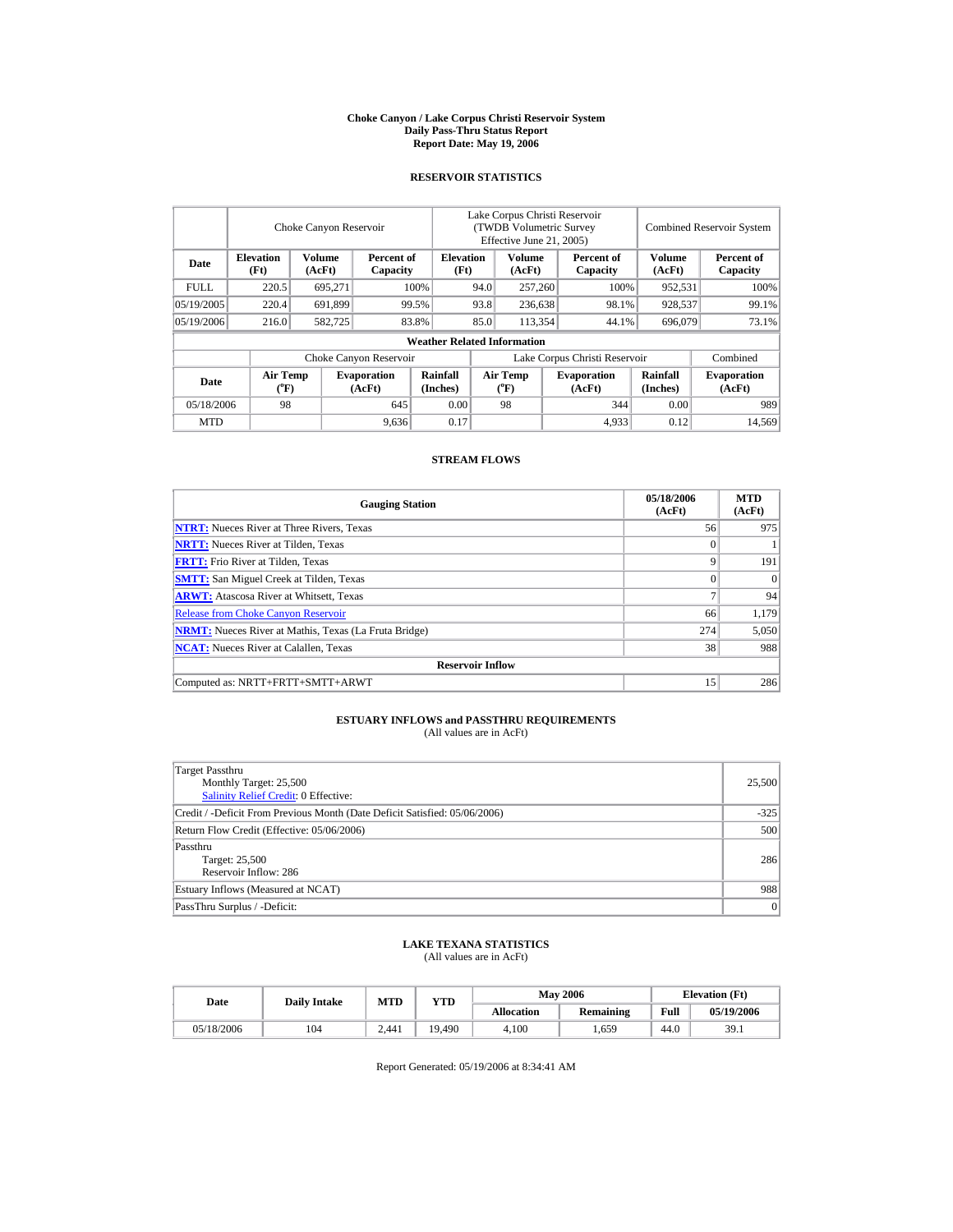# Choke Canyon / Lake Corpus Christi Reservoir System
## Daily Pass-Thru Status Report
### Report Date: May 19, 2006

## RESERVOIR STATISTICS

| | Choke Canyon Reservoir | | | Lake Corpus Christi Reservoir (TWDB Volumetric Survey Effective June 21, 2005) | | | Combined Reservoir System | |
|---|---|---|---|---|---|---|---|---|
| **Date** | **Elevation (Ft)** | **Volume (AcFt)** | **Percent of Capacity** | **Elevation (Ft)** | **Volume (AcFt)** | **Percent of Capacity** | **Volume (AcFt)** | **Percent of Capacity** |
| FULL | 220.5 | 695,271 | 100% | 94.0 | 257,260 | 100% | 952,531 | 100% |
| 05/19/2005 | 220.4 | 691,899 | 99.5% | 93.8 | 236,638 | 98.1% | 928,537 | 99.1% |
| 05/19/2006 | 216.0 | 582,725 | 83.8% | 85.0 | 113,354 | 44.1% | 696,079 | 73.1% |

**Weather Related Information**

| | Choke Canyon Reservoir | | | Lake Corpus Christi Reservoir | | | Combined |
|---|---|---|---|---|---|---|---|
| **Date** | **Air Temp (°F)** | **Evaporation (AcFt)** | **Rainfall (Inches)** | **Air Temp (°F)** | **Evaporation (AcFt)** | **Rainfall (Inches)** | **Evaporation (AcFt)** |
| 05/18/2006 | 98 | 645 | 0.00 | 98 | 344 | 0.00 | 989 |
| MTD | | 9,636 | 0.17 | | 4,933 | 0.12 | 14,569 |

## STREAM FLOWS

| Gauging Station | 05/18/2006 (AcFt) | MTD (AcFt) |
|---|---|---|
| **NTRT:** Nueces River at Three Rivers, Texas | 56 | 975 |
| **NRTT:** Nueces River at Tilden, Texas | 0 | 1 |
| **FRTT:** Frio River at Tilden, Texas | 9 | 191 |
| **SMTT:** San Miguel Creek at Tilden, Texas | 0 | 0 |
| **ARWT:** Atascosa River at Whitsett, Texas | 7 | 94 |
| Release from Choke Canyon Reservoir | 66 | 1,179 |
| **NRMT:** Nueces River at Mathis, Texas (La Fruta Bridge) | 274 | 5,050 |
| **NCAT:** Nueces River at Calallen, Texas | 38 | 988 |
| **Reservoir Inflow** | | |
| Computed as: NRTT+FRTT+SMTT+ARWT | 15 | 286 |

## ESTUARY INFLOWS and PASSTHRU REQUIREMENTS
(All values are in AcFt)

| | |
|---|---|
| Target Passthru<br>Monthly Target: 25,500<br>Salinity Relief Credit: 0 Effective: | 25,500 |
| Credit / -Deficit From Previous Month (Date Deficit Satisfied: 05/06/2006) | -325 |
| Return Flow Credit (Effective: 05/06/2006) | 500 |
| Passthru<br>Target: 25,500<br>Reservoir Inflow: 286 | 286 |
| Estuary Inflows (Measured at NCAT) | 988 |
| PassThru Surplus / -Deficit: | 0 |

## LAKE TEXANA STATISTICS
(All values are in AcFt)

| Date | Daily Intake | MTD | YTD | May 2006 | | Elevation (Ft) | |
|---|---|---|---|---|---|---|---|
| | | | | **Allocation** | **Remaining** | **Full** | **05/19/2006** |
| 05/18/2006 | 104 | 2,441 | 19,490 | 4,100 | 1,659 | 44.0 | 39.1 |

Report Generated: 05/19/2006 at 8:34:41 AM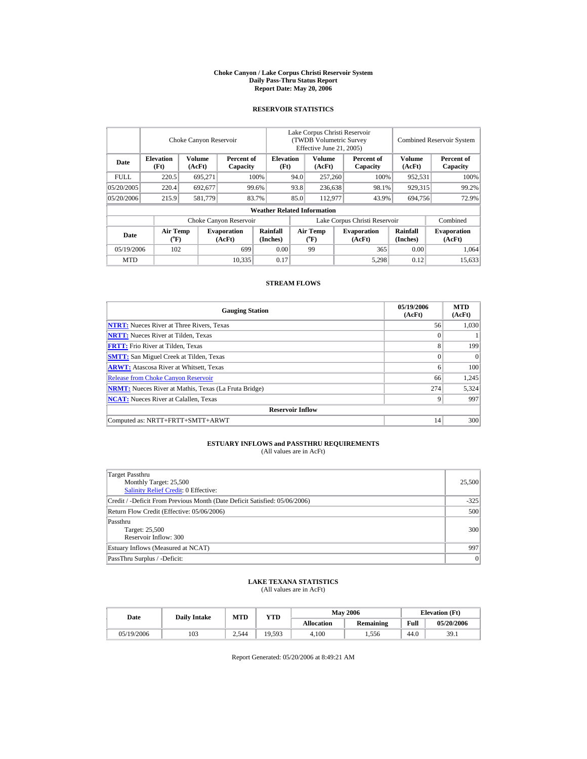# Choke Canyon / Lake Corpus Christi Reservoir System
## Daily Pass-Thru Status Report
### Report Date: May 20, 2006

## RESERVOIR STATISTICS

| | Choke Canyon Reservoir | | | Lake Corpus Christi Reservoir (TWDB Volumetric Survey Effective June 21, 2005) | | | Combined Reservoir System | |
|---|---|---|---|---|---|---|---|---|
| **Date** | **Elevation (Ft)** | **Volume (AcFt)** | **Percent of Capacity** | **Elevation (Ft)** | **Volume (AcFt)** | **Percent of Capacity** | **Volume (AcFt)** | **Percent of Capacity** |
| FULL | 220.5 | 695,271 | 100% | 94.0 | 257,260 | 100% | 952,531 | 100% |
| 05/20/2005 | 220.4 | 692,677 | 99.6% | 93.8 | 236,638 | 98.1% | 929,315 | 99.2% |
| 05/20/2006 | 215.9 | 581,779 | 83.7% | 85.0 | 112,977 | 43.9% | 694,756 | 72.9% |

**Weather Related Information**

| | Choke Canyon Reservoir | | | Lake Corpus Christi Reservoir | | | Combined |
|---|---|---|---|---|---|---|---|
| **Date** | **Air Temp (°F)** | **Evaporation (AcFt)** | **Rainfall (Inches)** | **Air Temp (°F)** | **Evaporation (AcFt)** | **Rainfall (Inches)** | **Evaporation (AcFt)** |
| 05/19/2006 | 102 | 699 | 0.00 | 99 | 365 | 0.00 | 1,064 |
| MTD | | 10,335 | 0.17 | | 5,298 | 0.12 | 15,633 |

## STREAM FLOWS

| Gauging Station | 05/19/2006 (AcFt) | MTD (AcFt) |
|---|---|---|
| **NTRT:** Nueces River at Three Rivers, Texas | 56 | 1,030 |
| **NRTT:** Nueces River at Tilden, Texas | 0 | 1 |
| **FRTT:** Frio River at Tilden, Texas | 8 | 199 |
| **SMTT:** San Miguel Creek at Tilden, Texas | 0 | 0 |
| **ARWT:** Atascosa River at Whitsett, Texas | 6 | 100 |
| Release from Choke Canyon Reservoir | 66 | 1,245 |
| **NRMT:** Nueces River at Mathis, Texas (La Fruta Bridge) | 274 | 5,324 |
| **NCAT:** Nueces River at Calallen, Texas | 9 | 997 |
| **Reservoir Inflow** | | |
| Computed as: NRTT+FRTT+SMTT+ARWT | 14 | 300 |

## ESTUARY INFLOWS and PASSTHRU REQUIREMENTS
(All values are in AcFt)

| | |
|---|---|
| Target Passthru<br>Monthly Target: 25,500<br>Salinity Relief Credit: 0 Effective: | 25,500 |
| Credit / -Deficit From Previous Month (Date Deficit Satisfied: 05/06/2006) | -325 |
| Return Flow Credit (Effective: 05/06/2006) | 500 |
| Passthru<br>Target: 25,500<br>Reservoir Inflow: 300 | 300 |
| Estuary Inflows (Measured at NCAT) | 997 |
| PassThru Surplus / -Deficit: | 0 |

## LAKE TEXANA STATISTICS
(All values are in AcFt)

| Date | Daily Intake | MTD | YTD | May 2006 | | Elevation (Ft) | |
|---|---|---|---|---|---|---|---|
| | | | | **Allocation** | **Remaining** | **Full** | **05/20/2006** |
| 05/19/2006 | 103 | 2,544 | 19,593 | 4,100 | 1,556 | 44.0 | 39.1 |

Report Generated: 05/20/2006 at 8:49:21 AM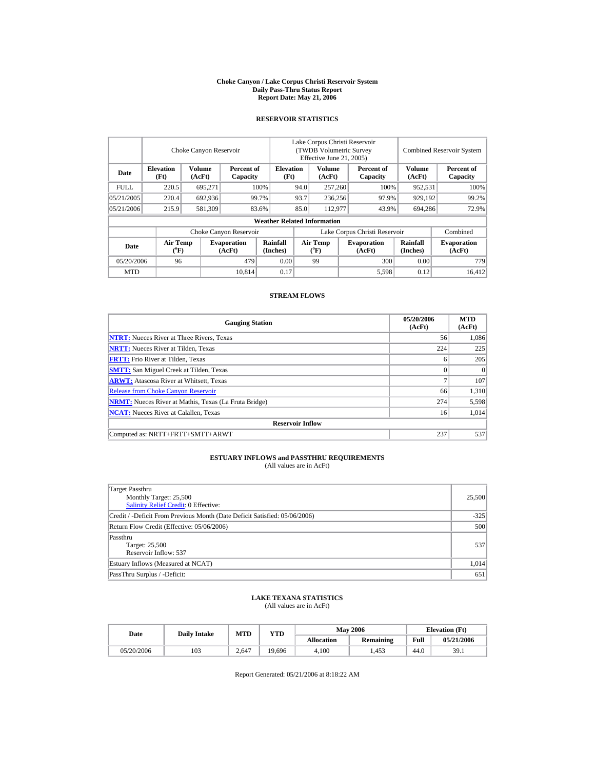# Choke Canyon / Lake Corpus Christi Reservoir System
## Daily Pass-Thru Status Report
### Report Date: May 21, 2006

## RESERVOIR STATISTICS

| Date | Choke Canyon Reservoir | | | Lake Corpus Christi Reservoir (TWDB Volumetric Survey Effective June 21, 2005) | | | Combined Reservoir System | |
|---|---|---|---|---|---|---|---|---|
| | Elevation (Ft) | Volume (AcFt) | Percent of Capacity | Elevation (Ft) | Volume (AcFt) | Percent of Capacity | Volume (AcFt) | Percent of Capacity |
| FULL | 220.5 | 695,271 | 100% | 94.0 | 257,260 | 100% | 952,531 | 100% |
| 05/21/2005 | 220.4 | 692,936 | 99.7% | 93.7 | 236,256 | 97.9% | 929,192 | 99.2% |
| 05/21/2006 | 215.9 | 581,309 | 83.6% | 85.0 | 112,977 | 43.9% | 694,286 | 72.9% |

**Weather Related Information**

| Date | Choke Canyon Reservoir | | | Lake Corpus Christi Reservoir | | | Combined |
|---|---|---|---|---|---|---|---|
| | Air Temp (ºF) | Evaporation (AcFt) | Rainfall (Inches) | Air Temp (ºF) | Evaporation (AcFt) | Rainfall (Inches) | Evaporation (AcFt) |
| 05/20/2006 | 96 | 479 | 0.00 | 99 | 300 | 0.00 | 779 |
| MTD | | 10,814 | 0.17 | | 5,598 | 0.12 | 16,412 |

## STREAM FLOWS

| Gauging Station | 05/20/2006 (AcFt) | MTD (AcFt) |
|---|---|---|
| NTRT: Nueces River at Three Rivers, Texas | 56 | 1,086 |
| NRTT: Nueces River at Tilden, Texas | 224 | 225 |
| FRTT: Frio River at Tilden, Texas | 6 | 205 |
| SMTT: San Miguel Creek at Tilden, Texas | 0 | 0 |
| ARWT: Atascosa River at Whitsett, Texas | 7 | 107 |
| Release from Choke Canyon Reservoir | 66 | 1,310 |
| NRMT: Nueces River at Mathis, Texas (La Fruta Bridge) | 274 | 5,598 |
| NCAT: Nueces River at Calallen, Texas | 16 | 1,014 |
| **Reservoir Inflow** | | |
| Computed as: NRTT+FRTT+SMTT+ARWT | 237 | 537 |

## ESTUARY INFLOWS and PASSTHRU REQUIREMENTS
(All values are in AcFt)

| | |
|---|---|
| Target Passthru<br>Monthly Target: 25,500<br>Salinity Relief Credit: 0 Effective: | 25,500 |
| Credit / -Deficit From Previous Month (Date Deficit Satisfied: 05/06/2006) | -325 |
| Return Flow Credit (Effective: 05/06/2006) | 500 |
| Passthru<br>Target: 25,500<br>Reservoir Inflow: 537 | 537 |
| Estuary Inflows (Measured at NCAT) | 1,014 |
| PassThru Surplus / -Deficit: | 651 |

## LAKE TEXANA STATISTICS
(All values are in AcFt)

| Date | Daily Intake | MTD | YTD | May 2006 | | Elevation (Ft) | |
|---|---|---|---|---|---|---|---|
| | | | | Allocation | Remaining | Full | 05/21/2006 |
| 05/20/2006 | 103 | 2,647 | 19,696 | 4,100 | 1,453 | 44.0 | 39.1 |

Report Generated: 05/21/2006 at 8:18:22 AM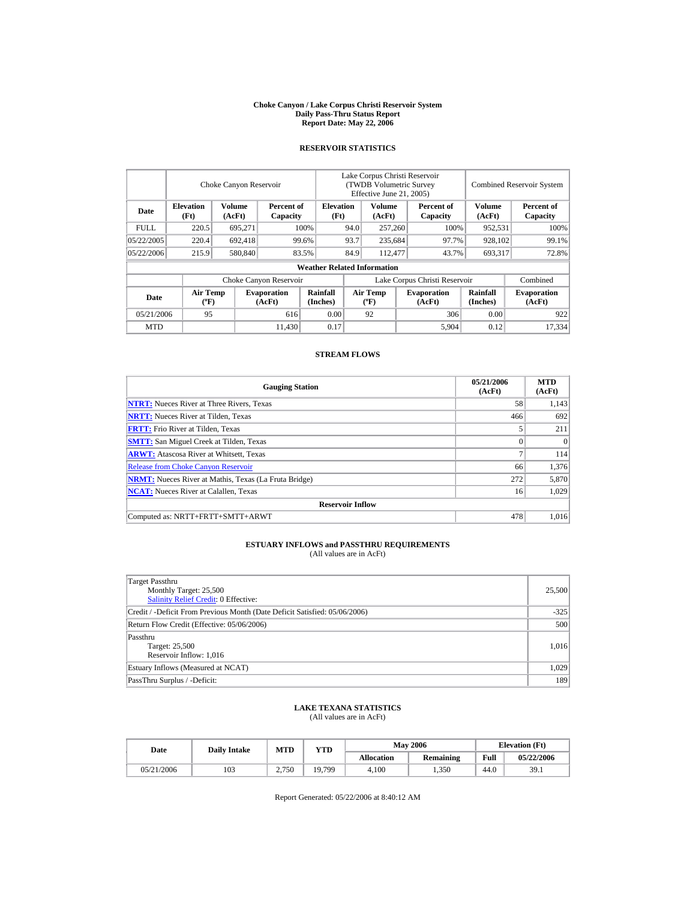# Choke Canyon / Lake Corpus Christi Reservoir System
## Daily Pass-Thru Status Report
## Report Date: May 22, 2006

### RESERVOIR STATISTICS

| Date | Choke Canyon Reservoir | | | Lake Corpus Christi Reservoir (TWDB Volumetric Survey Effective June 21, 2005) | | | Combined Reservoir System | |
|---|---|---|---|---|---|---|---|---|
| | Elevation (Ft) | Volume (AcFt) | Percent of Capacity | Elevation (Ft) | Volume (AcFt) | Percent of Capacity | Volume (AcFt) | Percent of Capacity |
| FULL | 220.5 | 695,271 | 100% | 94.0 | 257,260 | 100% | 952,531 | 100% |
| 05/22/2005 | 220.4 | 692,418 | 99.6% | 93.7 | 235,684 | 97.7% | 928,102 | 99.1% |
| 05/22/2006 | 215.9 | 580,840 | 83.5% | 84.9 | 112,477 | 43.7% | 693,317 | 72.8% |

**Weather Related Information**

| Date | Choke Canyon Reservoir | | | Lake Corpus Christi Reservoir | | | Combined |
|---|---|---|---|---|---|---|---|
| | Air Temp (ºF) | Evaporation (AcFt) | Rainfall (Inches) | Air Temp (ºF) | Evaporation (AcFt) | Rainfall (Inches) | Evaporation (AcFt) |
| 05/21/2006 | 95 | 616 | 0.00 | 92 | 306 | 0.00 | 922 |
| MTD | | 11,430 | 0.17 | | 5,904 | 0.12 | 17,334 |

### STREAM FLOWS

| Gauging Station | 05/21/2006 (AcFt) | MTD (AcFt) |
|---|---|---|
| NTRT: Nueces River at Three Rivers, Texas | 58 | 1,143 |
| NRTT: Nueces River at Tilden, Texas | 466 | 692 |
| FRTT: Frio River at Tilden, Texas | 5 | 211 |
| SMTT: San Miguel Creek at Tilden, Texas | 0 | 0 |
| ARWT: Atascosa River at Whitsett, Texas | 7 | 114 |
| Release from Choke Canyon Reservoir | 66 | 1,376 |
| NRMT: Nueces River at Mathis, Texas (La Fruta Bridge) | 272 | 5,870 |
| NCAT: Nueces River at Calallen, Texas | 16 | 1,029 |
| **Reservoir Inflow** | | |
| Computed as: NRTT+FRTT+SMTT+ARWT | 478 | 1,016 |

### ESTUARY INFLOWS and PASSTHRU REQUIREMENTS
(All values are in AcFt)

| | |
|---|---|
| Target Passthru<br>Monthly Target: 25,500<br>Salinity Relief Credit: 0 Effective: | 25,500 |
| Credit / -Deficit From Previous Month (Date Deficit Satisfied: 05/06/2006) | -325 |
| Return Flow Credit (Effective: 05/06/2006) | 500 |
| Passthru<br>Target: 25,500<br>Reservoir Inflow: 1,016 | 1,016 |
| Estuary Inflows (Measured at NCAT) | 1,029 |
| PassThru Surplus / -Deficit: | 189 |

### LAKE TEXANA STATISTICS
(All values are in AcFt)

| Date | Daily Intake | MTD | YTD | May 2006 | | Elevation (Ft) | |
|---|---|---|---|---|---|---|---|
| | | | | Allocation | Remaining | Full | 05/22/2006 |
| 05/21/2006 | 103 | 2,750 | 19,799 | 4,100 | 1,350 | 44.0 | 39.1 |

Report Generated: 05/22/2006 at 8:40:12 AM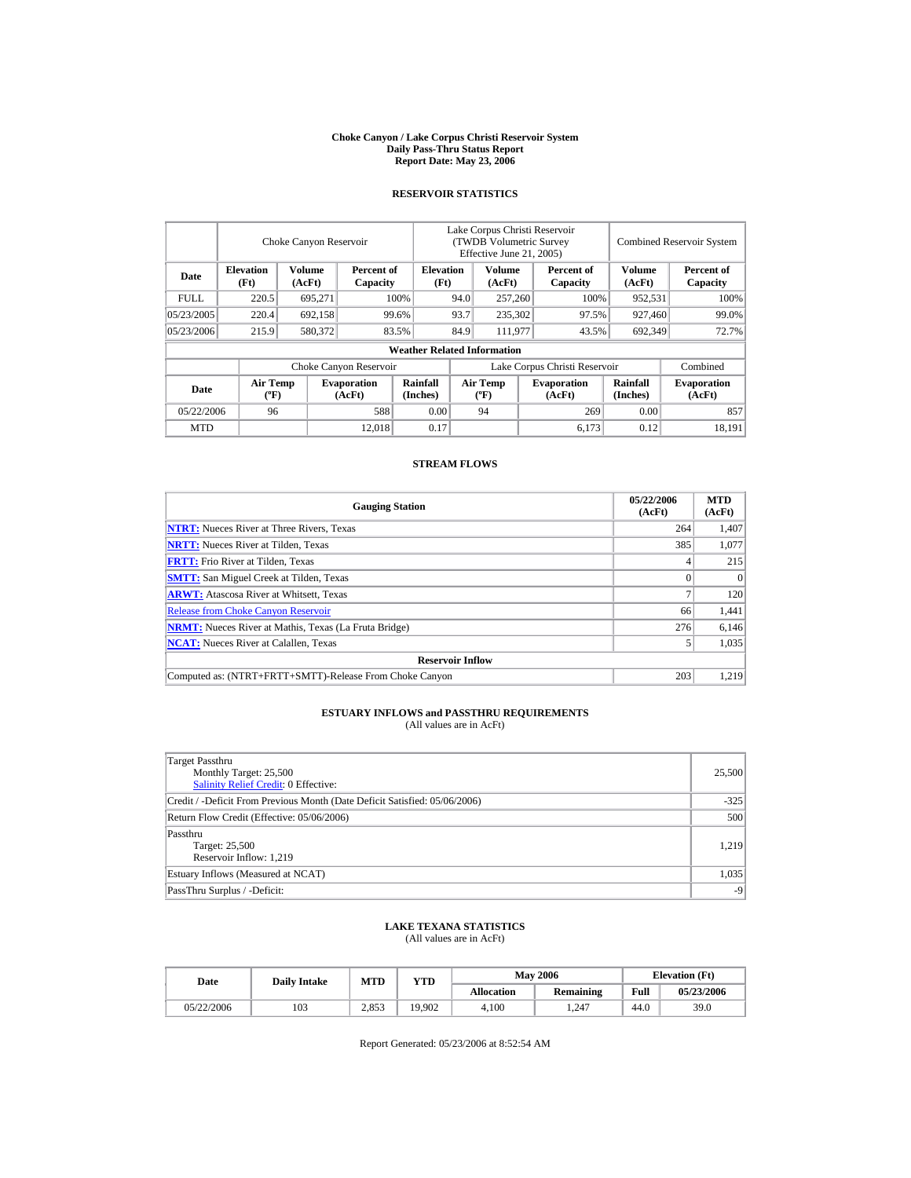# Choke Canyon / Lake Corpus Christi Reservoir System
## Daily Pass-Thru Status Report
## Report Date: May 23, 2006

### RESERVOIR STATISTICS

| Date | Choke Canyon Reservoir | | | Lake Corpus Christi Reservoir (TWDB Volumetric Survey Effective June 21, 2005) | | | Combined Reservoir System | |
|---|---|---|---|---|---|---|---|---|
| | Elevation (Ft) | Volume (AcFt) | Percent of Capacity | Elevation (Ft) | Volume (AcFt) | Percent of Capacity | Volume (AcFt) | Percent of Capacity |
| FULL | 220.5 | 695,271 | 100% | 94.0 | 257,260 | 100% | 952,531 | 100% |
| 05/23/2005 | 220.4 | 692,158 | 99.6% | 93.7 | 235,302 | 97.5% | 927,460 | 99.0% |
| 05/23/2006 | 215.9 | 580,372 | 83.5% | 84.9 | 111,977 | 43.5% | 692,349 | 72.7% |

**Weather Related Information**

| Date | Choke Canyon Reservoir | | | Lake Corpus Christi Reservoir | | | Combined |
|---|---|---|---|---|---|---|---|
| | Air Temp (ºF) | Evaporation (AcFt) | Rainfall (Inches) | Air Temp (ºF) | Evaporation (AcFt) | Rainfall (Inches) | Evaporation (AcFt) |
| 05/22/2006 | 96 | 588 | 0.00 | 94 | 269 | 0.00 | 857 |
| MTD | | 12,018 | 0.17 | | 6,173 | 0.12 | 18,191 |

### STREAM FLOWS

| Gauging Station | 05/22/2006 (AcFt) | MTD (AcFt) |
|---|---|---|
| NTRT: Nueces River at Three Rivers, Texas | 264 | 1,407 |
| NRTT: Nueces River at Tilden, Texas | 385 | 1,077 |
| FRTT: Frio River at Tilden, Texas | 4 | 215 |
| SMTT: San Miguel Creek at Tilden, Texas | 0 | 0 |
| ARWT: Atascosa River at Whitsett, Texas | 7 | 120 |
| Release from Choke Canyon Reservoir | 66 | 1,441 |
| NRMT: Nueces River at Mathis, Texas (La Fruta Bridge) | 276 | 6,146 |
| NCAT: Nueces River at Calallen, Texas | 5 | 1,035 |
| **Reservoir Inflow** | | |
| Computed as: (NTRT+FRTT+SMTT)-Release From Choke Canyon | 203 | 1,219 |

### ESTUARY INFLOWS and PASSTHRU REQUIREMENTS
(All values are in AcFt)

| | |
|---|---|
| Target Passthru<br>Monthly Target: 25,500<br>Salinity Relief Credit: 0 Effective: | 25,500 |
| Credit / -Deficit From Previous Month (Date Deficit Satisfied: 05/06/2006) | -325 |
| Return Flow Credit (Effective: 05/06/2006) | 500 |
| Passthru<br>Target: 25,500<br>Reservoir Inflow: 1,219 | 1,219 |
| Estuary Inflows (Measured at NCAT) | 1,035 |
| PassThru Surplus / -Deficit: | -9 |

### LAKE TEXANA STATISTICS
(All values are in AcFt)

| Date | Daily Intake | MTD | YTD | May 2006 | | Elevation (Ft) | |
|---|---|---|---|---|---|---|---|
| | | | | Allocation | Remaining | Full | 05/23/2006 |
| 05/22/2006 | 103 | 2,853 | 19,902 | 4,100 | 1,247 | 44.0 | 39.0 |

Report Generated: 05/23/2006 at 8:52:54 AM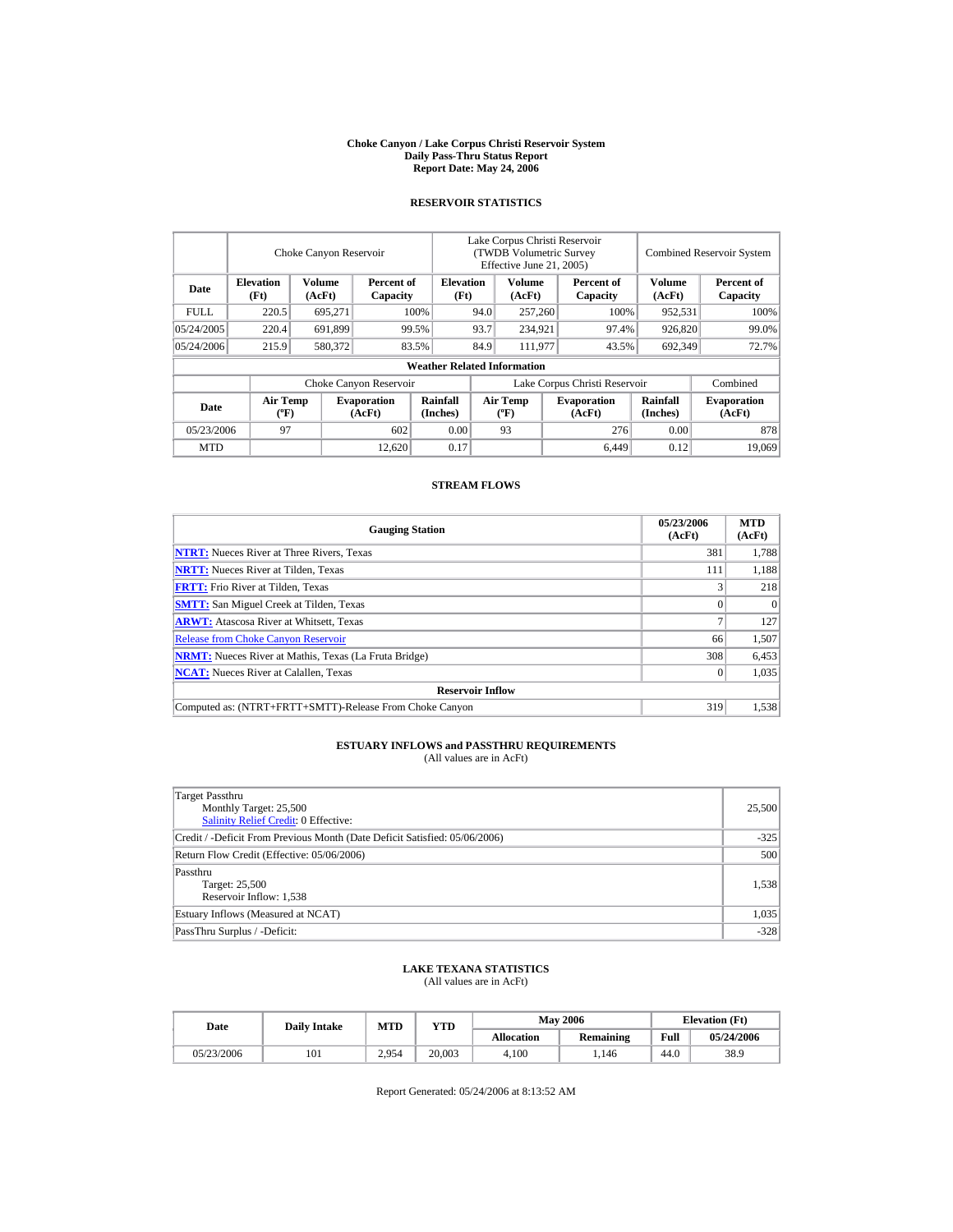# Choke Canyon / Lake Corpus Christi Reservoir System
## Daily Pass-Thru Status Report
## Report Date: May 24, 2006

### RESERVOIR STATISTICS

| Date | Choke Canyon Reservoir | | | Lake Corpus Christi Reservoir (TWDB Volumetric Survey Effective June 21, 2005) | | | Combined Reservoir System | |
|---|---|---|---|---|---|---|---|---|
| | Elevation (Ft) | Volume (AcFt) | Percent of Capacity | Elevation (Ft) | Volume (AcFt) | Percent of Capacity | Volume (AcFt) | Percent of Capacity |
| FULL | 220.5 | 695,271 | 100% | 94.0 | 257,260 | 100% | 952,531 | 100% |
| 05/24/2005 | 220.4 | 691,899 | 99.5% | 93.7 | 234,921 | 97.4% | 926,820 | 99.0% |
| 05/24/2006 | 215.9 | 580,372 | 83.5% | 84.9 | 111,977 | 43.5% | 692,349 | 72.7% |

**Weather Related Information**

| Date | Choke Canyon Reservoir | | | Lake Corpus Christi Reservoir | | | Combined |
|---|---|---|---|---|---|---|---|
| | Air Temp (ºF) | Evaporation (AcFt) | Rainfall (Inches) | Air Temp (ºF) | Evaporation (AcFt) | Rainfall (Inches) | Evaporation (AcFt) |
| 05/23/2006 | 97 | 602 | 0.00 | 93 | 276 | 0.00 | 878 |
| MTD | | 12,620 | 0.17 | | 6,449 | 0.12 | 19,069 |

### STREAM FLOWS

| Gauging Station | 05/23/2006 (AcFt) | MTD (AcFt) |
|---|---|---|
| NTRT: Nueces River at Three Rivers, Texas | 381 | 1,788 |
| NRTT: Nueces River at Tilden, Texas | 111 | 1,188 |
| FRTT: Frio River at Tilden, Texas | 3 | 218 |
| SMTT: San Miguel Creek at Tilden, Texas | 0 | 0 |
| ARWT: Atascosa River at Whitsett, Texas | 7 | 127 |
| Release from Choke Canyon Reservoir | 66 | 1,507 |
| NRMT: Nueces River at Mathis, Texas (La Fruta Bridge) | 308 | 6,453 |
| NCAT: Nueces River at Calallen, Texas | 0 | 1,035 |
| **Reservoir Inflow** | | |
| Computed as: (NTRT+FRTT+SMTT)-Release From Choke Canyon | 319 | 1,538 |

### ESTUARY INFLOWS and PASSTHRU REQUIREMENTS
(All values are in AcFt)

| | |
|---|---|
| Target Passthru<br>Monthly Target: 25,500<br>Salinity Relief Credit: 0 Effective: | 25,500 |
| Credit / -Deficit From Previous Month (Date Deficit Satisfied: 05/06/2006) | -325 |
| Return Flow Credit (Effective: 05/06/2006) | 500 |
| Passthru<br>Target: 25,500<br>Reservoir Inflow: 1,538 | 1,538 |
| Estuary Inflows (Measured at NCAT) | 1,035 |
| PassThru Surplus / -Deficit: | -328 |

### LAKE TEXANA STATISTICS
(All values are in AcFt)

| Date | Daily Intake | MTD | YTD | May 2006 | | Elevation (Ft) | |
|---|---|---|---|---|---|---|---|
| | | | | Allocation | Remaining | Full | 05/24/2006 |
| 05/23/2006 | 101 | 2,954 | 20,003 | 4,100 | 1,146 | 44.0 | 38.9 |

Report Generated: 05/24/2006 at 8:13:52 AM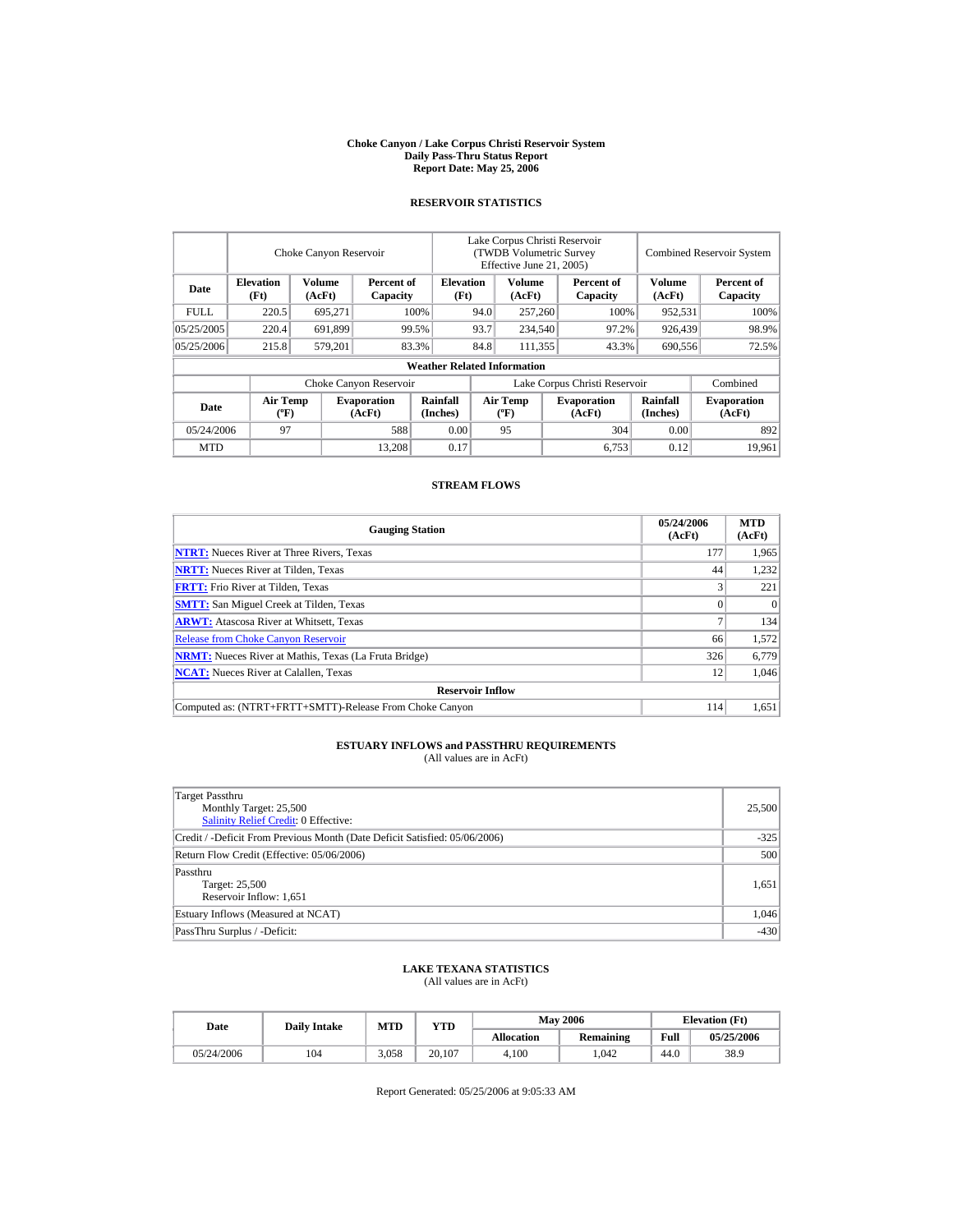# Choke Canyon / Lake Corpus Christi Reservoir System
## Daily Pass-Thru Status Report
### Report Date: May 25, 2006

## RESERVOIR STATISTICS

| Date | Choke Canyon Reservoir | | | Lake Corpus Christi Reservoir (TWDB Volumetric Survey Effective June 21, 2005) | | | Combined Reservoir System | |
|---|---|---|---|---|---|---|---|---|
| | Elevation (Ft) | Volume (AcFt) | Percent of Capacity | Elevation (Ft) | Volume (AcFt) | Percent of Capacity | Volume (AcFt) | Percent of Capacity |
| FULL | 220.5 | 695,271 | 100% | 94.0 | 257,260 | 100% | 952,531 | 100% |
| 05/25/2005 | 220.4 | 691,899 | 99.5% | 93.7 | 234,540 | 97.2% | 926,439 | 98.9% |
| 05/25/2006 | 215.8 | 579,201 | 83.3% | 84.8 | 111,355 | 43.3% | 690,556 | 72.5% |

**Weather Related Information**

| Date | Choke Canyon Reservoir | | | Lake Corpus Christi Reservoir | | | Combined |
|---|---|---|---|---|---|---|---|
| | Air Temp (ºF) | Evaporation (AcFt) | Rainfall (Inches) | Air Temp (ºF) | Evaporation (AcFt) | Rainfall (Inches) | Evaporation (AcFt) |
| 05/24/2006 | 97 | 588 | 0.00 | 95 | 304 | 0.00 | 892 |
| MTD | | 13,208 | 0.17 | | 6,753 | 0.12 | 19,961 |

## STREAM FLOWS

| Gauging Station | 05/24/2006 (AcFt) | MTD (AcFt) |
|---|---|---|
| NTRT: Nueces River at Three Rivers, Texas | 177 | 1,965 |
| NRTT: Nueces River at Tilden, Texas | 44 | 1,232 |
| FRTT: Frio River at Tilden, Texas | 3 | 221 |
| SMTT: San Miguel Creek at Tilden, Texas | 0 | 0 |
| ARWT: Atascosa River at Whitsett, Texas | 7 | 134 |
| Release from Choke Canyon Reservoir | 66 | 1,572 |
| NRMT: Nueces River at Mathis, Texas (La Fruta Bridge) | 326 | 6,779 |
| NCAT: Nueces River at Calallen, Texas | 12 | 1,046 |
| **Reservoir Inflow** | | |
| Computed as: (NTRT+FRTT+SMTT)-Release From Choke Canyon | 114 | 1,651 |

## ESTUARY INFLOWS and PASSTHRU REQUIREMENTS
(All values are in AcFt)

| | |
|---|---|
| Target Passthru<br>Monthly Target: 25,500<br>Salinity Relief Credit: 0 Effective: | 25,500 |
| Credit / -Deficit From Previous Month (Date Deficit Satisfied: 05/06/2006) | -325 |
| Return Flow Credit (Effective: 05/06/2006) | 500 |
| Passthru<br>Target: 25,500<br>Reservoir Inflow: 1,651 | 1,651 |
| Estuary Inflows (Measured at NCAT) | 1,046 |
| PassThru Surplus / -Deficit: | -430 |

## LAKE TEXANA STATISTICS
(All values are in AcFt)

| Date | Daily Intake | MTD | YTD | May 2006 | | Elevation (Ft) | |
|---|---|---|---|---|---|---|---|
| | | | | Allocation | Remaining | Full | 05/25/2006 |
| 05/24/2006 | 104 | 3,058 | 20,107 | 4,100 | 1,042 | 44.0 | 38.9 |

Report Generated: 05/25/2006 at 9:05:33 AM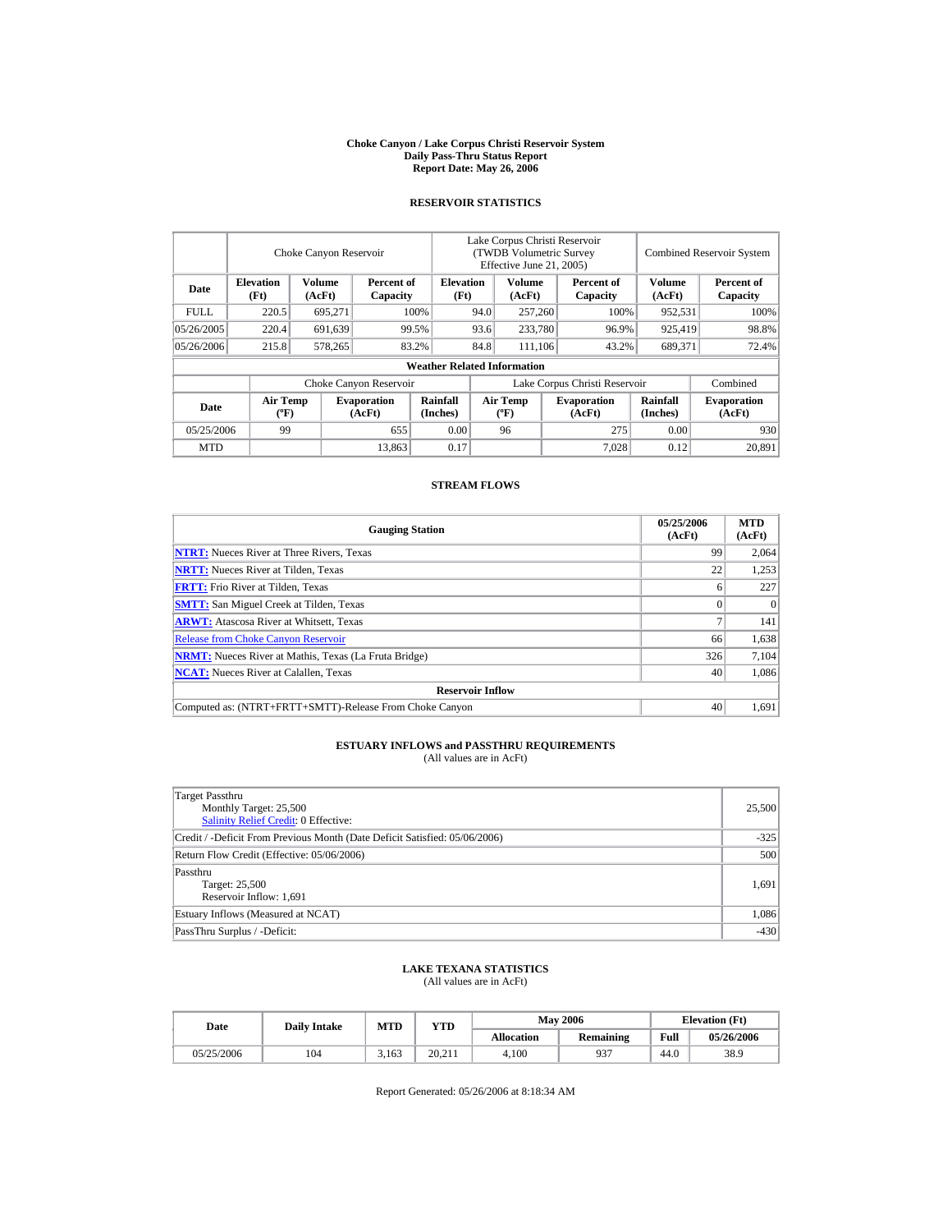# Choke Canyon / Lake Corpus Christi Reservoir System
## Daily Pass-Thru Status Report
## Report Date: May 26, 2006

### RESERVOIR STATISTICS

| | Choke Canyon Reservoir | | | Lake Corpus Christi Reservoir (TWDB Volumetric Survey Effective June 21, 2005) | | | Combined Reservoir System | |
|---|---|---|---|---|---|---|---|---|
| Date | Elevation (Ft) | Volume (AcFt) | Percent of Capacity | Elevation (Ft) | Volume (AcFt) | Percent of Capacity | Volume (AcFt) | Percent of Capacity |
| FULL | 220.5 | 695,271 | 100% | 94.0 | 257,260 | 100% | 952,531 | 100% |
| 05/26/2005 | 220.4 | 691,639 | 99.5% | 93.6 | 233,780 | 96.9% | 925,419 | 98.8% |
| 05/26/2006 | 215.8 | 578,265 | 83.2% | 84.8 | 111,106 | 43.2% | 689,371 | 72.4% |

**Weather Related Information**

| | Choke Canyon Reservoir | | | Lake Corpus Christi Reservoir | | | Combined |
|---|---|---|---|---|---|---|---|
| Date | Air Temp (ºF) | Evaporation (AcFt) | Rainfall (Inches) | Air Temp (ºF) | Evaporation (AcFt) | Rainfall (Inches) | Evaporation (AcFt) |
| 05/25/2006 | 99 | 655 | 0.00 | 96 | 275 | 0.00 | 930 |
| MTD | | 13,863 | 0.17 | | 7,028 | 0.12 | 20,891 |

### STREAM FLOWS

| Gauging Station | 05/25/2006 (AcFt) | MTD (AcFt) |
|---|---|---|
| **NTRT:** Nueces River at Three Rivers, Texas | 99 | 2,064 |
| **NRTT:** Nueces River at Tilden, Texas | 22 | 1,253 |
| **FRTT:** Frio River at Tilden, Texas | 6 | 227 |
| **SMTT:** San Miguel Creek at Tilden, Texas | 0 | 0 |
| **ARWT:** Atascosa River at Whitsett, Texas | 7 | 141 |
| Release from Choke Canyon Reservoir | 66 | 1,638 |
| **NRMT:** Nueces River at Mathis, Texas (La Fruta Bridge) | 326 | 7,104 |
| **NCAT:** Nueces River at Calallen, Texas | 40 | 1,086 |
| **Reservoir Inflow** | | |
| Computed as: (NTRT+FRTT+SMTT)-Release From Choke Canyon | 40 | 1,691 |

### ESTUARY INFLOWS and PASSTHRU REQUIREMENTS
(All values are in AcFt)

| | |
|---|---|
| Target Passthru<br>Monthly Target: 25,500<br>Salinity Relief Credit: 0 Effective: | 25,500 |
| Credit / -Deficit From Previous Month (Date Deficit Satisfied: 05/06/2006) | -325 |
| Return Flow Credit (Effective: 05/06/2006) | 500 |
| Passthru<br>Target: 25,500<br>Reservoir Inflow: 1,691 | 1,691 |
| Estuary Inflows (Measured at NCAT) | 1,086 |
| PassThru Surplus / -Deficit: | -430 |

### LAKE TEXANA STATISTICS
(All values are in AcFt)

| Date | Daily Intake | MTD | YTD | May 2006 | | Elevation (Ft) | |
|---|---|---|---|---|---|---|---|
| | | | | Allocation | Remaining | Full | 05/26/2006 |
| 05/25/2006 | 104 | 3,163 | 20,211 | 4,100 | 937 | 44.0 | 38.9 |

Report Generated: 05/26/2006 at 8:18:34 AM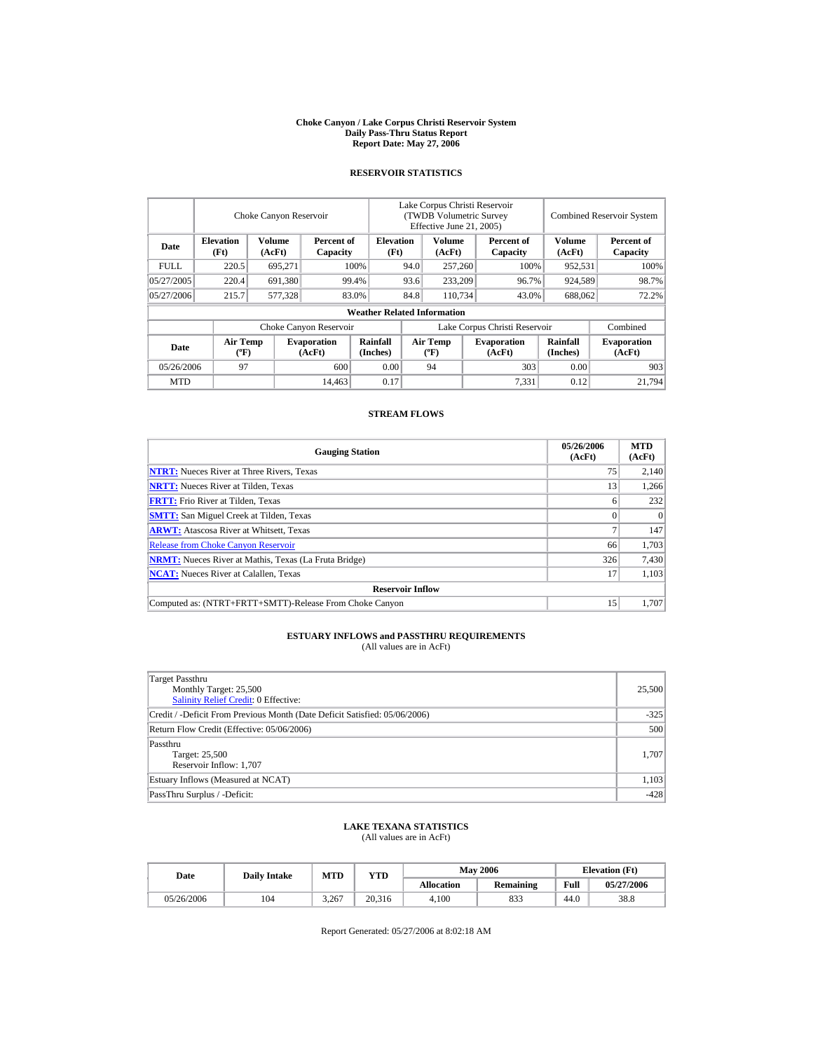# Choke Canyon / Lake Corpus Christi Reservoir System
## Daily Pass-Thru Status Report
## Report Date: May 27, 2006

### RESERVOIR STATISTICS

| Date | Choke Canyon Reservoir | | | Lake Corpus Christi Reservoir (TWDB Volumetric Survey Effective June 21, 2005) | | | Combined Reservoir System | |
|---|---|---|---|---|---|---|---|---|
| | Elevation (Ft) | Volume (AcFt) | Percent of Capacity | Elevation (Ft) | Volume (AcFt) | Percent of Capacity | Volume (AcFt) | Percent of Capacity |
| FULL | 220.5 | 695,271 | 100% | 94.0 | 257,260 | 100% | 952,531 | 100% |
| 05/27/2005 | 220.4 | 691,380 | 99.4% | 93.6 | 233,209 | 96.7% | 924,589 | 98.7% |
| 05/27/2006 | 215.7 | 577,328 | 83.0% | 84.8 | 110,734 | 43.0% | 688,062 | 72.2% |

**Weather Related Information**

| Date | Choke Canyon Reservoir | | | Lake Corpus Christi Reservoir | | | Combined |
|---|---|---|---|---|---|---|---|
| | Air Temp (ºF) | Evaporation (AcFt) | Rainfall (Inches) | Air Temp (ºF) | Evaporation (AcFt) | Rainfall (Inches) | Evaporation (AcFt) |
| 05/26/2006 | 97 | 600 | 0.00 | 94 | 303 | 0.00 | 903 |
| MTD | | 14,463 | 0.17 | | 7,331 | 0.12 | 21,794 |

### STREAM FLOWS

| Gauging Station | 05/26/2006 (AcFt) | MTD (AcFt) |
|---|---|---|
| NTRT: Nueces River at Three Rivers, Texas | 75 | 2,140 |
| NRTT: Nueces River at Tilden, Texas | 13 | 1,266 |
| FRTT: Frio River at Tilden, Texas | 6 | 232 |
| SMTT: San Miguel Creek at Tilden, Texas | 0 | 0 |
| ARWT: Atascosa River at Whitsett, Texas | 7 | 147 |
| Release from Choke Canyon Reservoir | 66 | 1,703 |
| NRMT: Nueces River at Mathis, Texas (La Fruta Bridge) | 326 | 7,430 |
| NCAT: Nueces River at Calallen, Texas | 17 | 1,103 |
| **Reservoir Inflow** | | |
| Computed as: (NTRT+FRTT+SMTT)-Release From Choke Canyon | 15 | 1,707 |

### ESTUARY INFLOWS and PASSTHRU REQUIREMENTS
(All values are in AcFt)

| | |
|---|---|
| Target Passthru<br>Monthly Target: 25,500<br>Salinity Relief Credit: 0 Effective: | 25,500 |
| Credit / -Deficit From Previous Month (Date Deficit Satisfied: 05/06/2006) | -325 |
| Return Flow Credit (Effective: 05/06/2006) | 500 |
| Passthru<br>Target: 25,500<br>Reservoir Inflow: 1,707 | 1,707 |
| Estuary Inflows (Measured at NCAT) | 1,103 |
| PassThru Surplus / -Deficit: | -428 |

### LAKE TEXANA STATISTICS
(All values are in AcFt)

| Date | Daily Intake | MTD | YTD | May 2006 | | Elevation (Ft) | |
|---|---|---|---|---|---|---|---|
| | | | | Allocation | Remaining | Full | 05/27/2006 |
| 05/26/2006 | 104 | 3,267 | 20,316 | 4,100 | 833 | 44.0 | 38.8 |

Report Generated: 05/27/2006 at 8:02:18 AM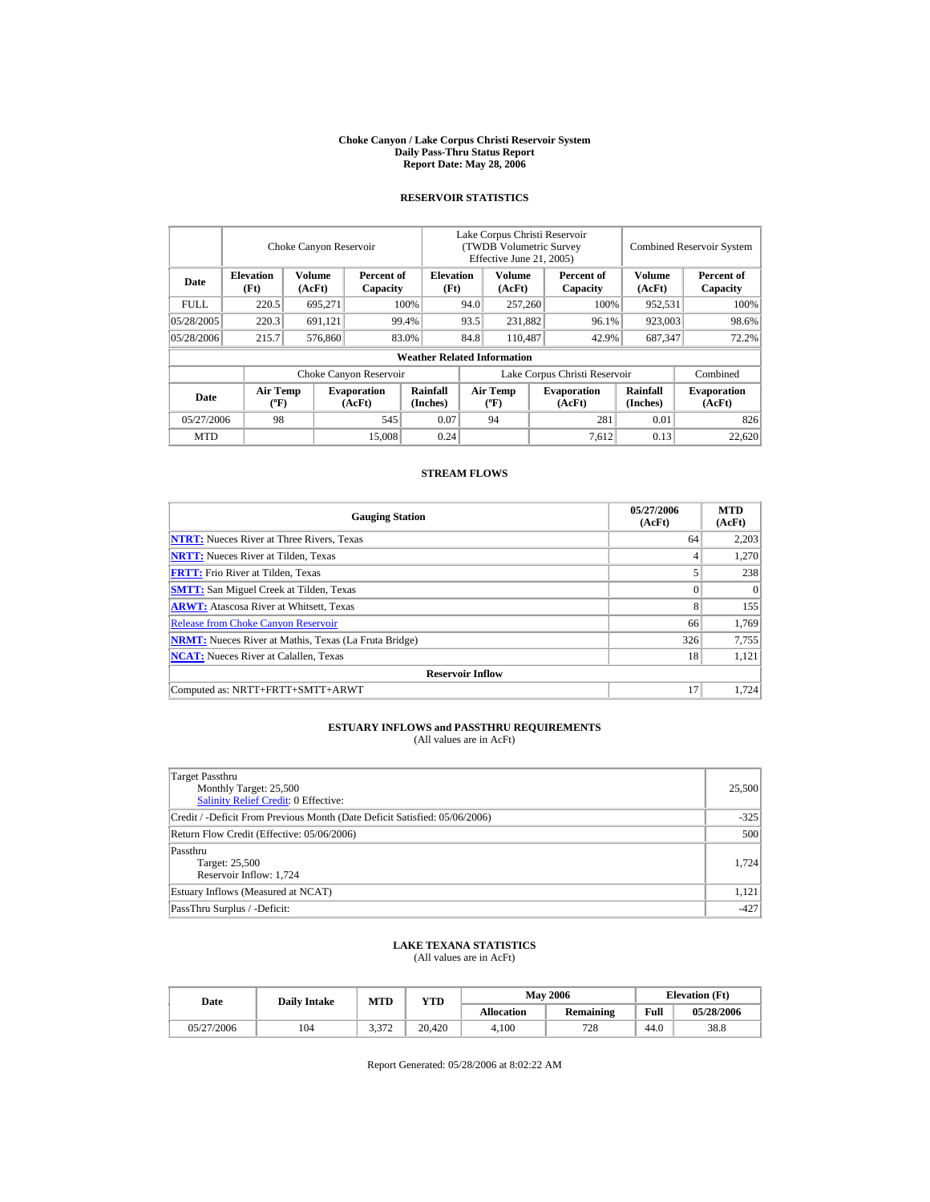# Choke Canyon / Lake Corpus Christi Reservoir System
## Daily Pass-Thru Status Report
### Report Date: May 28, 2006

## RESERVOIR STATISTICS

| Date | Choke Canyon Reservoir | | | Lake Corpus Christi Reservoir (TWDB Volumetric Survey Effective June 21, 2005) | | | Combined Reservoir System | |
|---|---|---|---|---|---|---|---|---|
| | Elevation (Ft) | Volume (AcFt) | Percent of Capacity | Elevation (Ft) | Volume (AcFt) | Percent of Capacity | Volume (AcFt) | Percent of Capacity |
| FULL | 220.5 | 695,271 | 100% | 94.0 | 257,260 | 100% | 952,531 | 100% |
| 05/28/2005 | 220.3 | 691,121 | 99.4% | 93.5 | 231,882 | 96.1% | 923,003 | 98.6% |
| 05/28/2006 | 215.7 | 576,860 | 83.0% | 84.8 | 110,487 | 42.9% | 687,347 | 72.2% |

**Weather Related Information**

| Date | Choke Canyon Reservoir | | | Lake Corpus Christi Reservoir | | | Combined |
|---|---|---|---|---|---|---|---|
| | Air Temp (ºF) | Evaporation (AcFt) | Rainfall (Inches) | Air Temp (ºF) | Evaporation (AcFt) | Rainfall (Inches) | Evaporation (AcFt) |
| 05/27/2006 | 98 | 545 | 0.07 | 94 | 281 | 0.01 | 826 |
| MTD | | 15,008 | 0.24 | | 7,612 | 0.13 | 22,620 |

## STREAM FLOWS

| Gauging Station | 05/27/2006 (AcFt) | MTD (AcFt) |
|---|---|---|
| NTRT: Nueces River at Three Rivers, Texas | 64 | 2,203 |
| NRTT: Nueces River at Tilden, Texas | 4 | 1,270 |
| FRTT: Frio River at Tilden, Texas | 5 | 238 |
| SMTT: San Miguel Creek at Tilden, Texas | 0 | 0 |
| ARWT: Atascosa River at Whitsett, Texas | 8 | 155 |
| Release from Choke Canyon Reservoir | 66 | 1,769 |
| NRMT: Nueces River at Mathis, Texas (La Fruta Bridge) | 326 | 7,755 |
| NCAT: Nueces River at Calallen, Texas | 18 | 1,121 |
| **Reservoir Inflow** | | |
| Computed as: NRTT+FRTT+SMTT+ARWT | 17 | 1,724 |

## ESTUARY INFLOWS and PASSTHRU REQUIREMENTS
(All values are in AcFt)

| | |
|---|---|
| Target Passthru<br>Monthly Target: 25,500<br>Salinity Relief Credit: 0 Effective: | 25,500 |
| Credit / -Deficit From Previous Month (Date Deficit Satisfied: 05/06/2006) | -325 |
| Return Flow Credit (Effective: 05/06/2006) | 500 |
| Passthru<br>Target: 25,500<br>Reservoir Inflow: 1,724 | 1,724 |
| Estuary Inflows (Measured at NCAT) | 1,121 |
| PassThru Surplus / -Deficit: | -427 |

## LAKE TEXANA STATISTICS
(All values are in AcFt)

| Date | Daily Intake | MTD | YTD | May 2006 | | Elevation (Ft) | |
|---|---|---|---|---|---|---|---|
| | | | | Allocation | Remaining | Full | 05/28/2006 |
| 05/27/2006 | 104 | 3,372 | 20,420 | 4,100 | 728 | 44.0 | 38.8 |

Report Generated: 05/28/2006 at 8:02:22 AM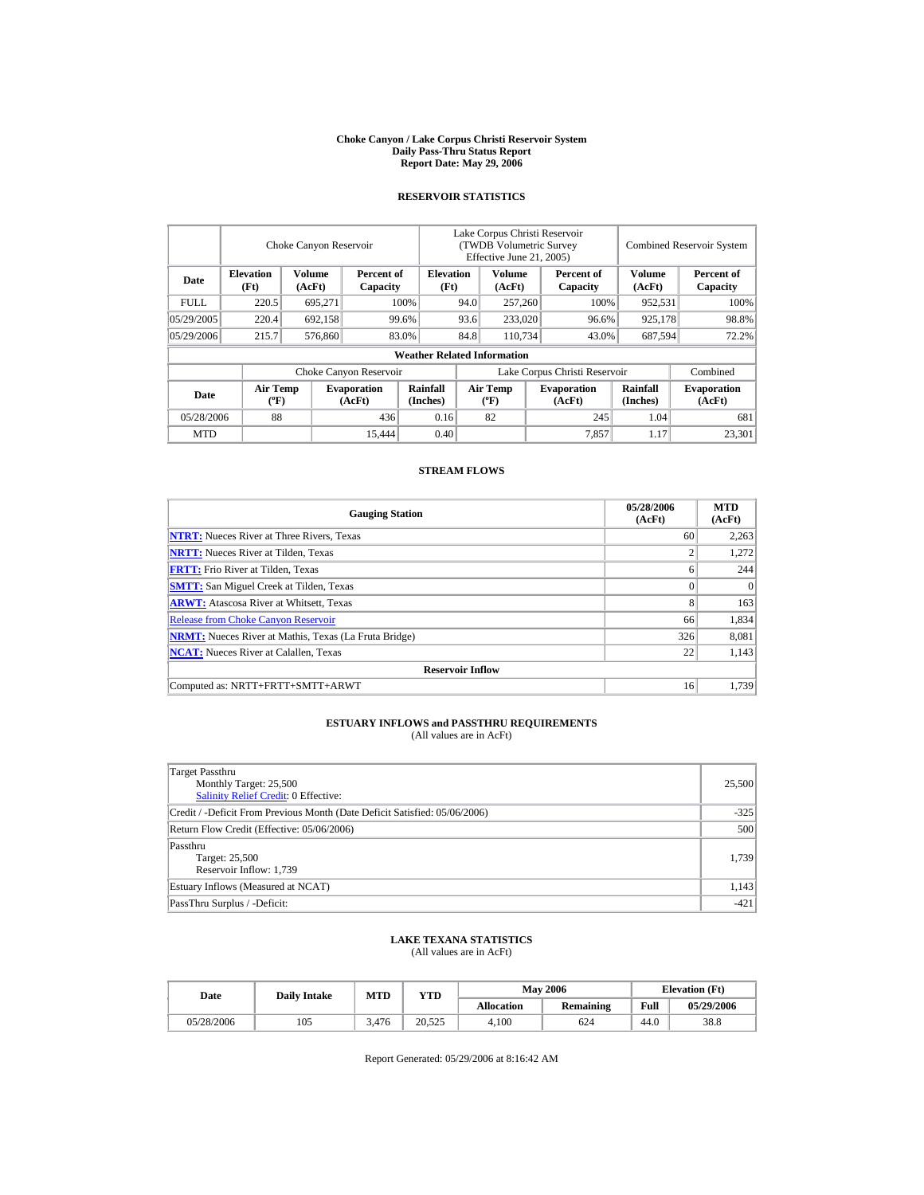**Choke Canyon / Lake Corpus Christi Reservoir System**
**Daily Pass-Thru Status Report**
**Report Date: May 29, 2006**

## RESERVOIR STATISTICS

| | Choke Canyon Reservoir | | | Lake Corpus Christi Reservoir (TWDB Volumetric Survey Effective June 21, 2005) | | | Combined Reservoir System | |
|---|---|---|---|---|---|---|---|---|
| **Date** | **Elevation (Ft)** | **Volume (AcFt)** | **Percent of Capacity** | **Elevation (Ft)** | **Volume (AcFt)** | **Percent of Capacity** | **Volume (AcFt)** | **Percent of Capacity** |
| FULL | 220.5 | 695,271 | 100% | 94.0 | 257,260 | 100% | 952,531 | 100% |
| 05/29/2005 | 220.4 | 692,158 | 99.6% | 93.6 | 233,020 | 96.6% | 925,178 | 98.8% |
| 05/29/2006 | 215.7 | 576,860 | 83.0% | 84.8 | 110,734 | 43.0% | 687,594 | 72.2% |

**Weather Related Information**

| | Choke Canyon Reservoir | | | Lake Corpus Christi Reservoir | | | Combined |
|---|---|---|---|---|---|---|---|
| **Date** | **Air Temp (ºF)** | **Evaporation (AcFt)** | **Rainfall (Inches)** | **Air Temp (ºF)** | **Evaporation (AcFt)** | **Rainfall (Inches)** | **Evaporation (AcFt)** |
| 05/28/2006 | 88 | 436 | 0.16 | 82 | 245 | 1.04 | 681 |
| MTD | | 15,444 | 0.40 | | 7,857 | 1.17 | 23,301 |

## STREAM FLOWS

| Gauging Station | 05/28/2006 (AcFt) | MTD (AcFt) |
|---|---|---|
| **NTRT:** Nueces River at Three Rivers, Texas | 60 | 2,263 |
| **NRTT:** Nueces River at Tilden, Texas | 2 | 1,272 |
| **FRTT:** Frio River at Tilden, Texas | 6 | 244 |
| **SMTT:** San Miguel Creek at Tilden, Texas | 0 | 0 |
| **ARWT:** Atascosa River at Whitsett, Texas | 8 | 163 |
| Release from Choke Canyon Reservoir | 66 | 1,834 |
| **NRMT:** Nueces River at Mathis, Texas (La Fruta Bridge) | 326 | 8,081 |
| **NCAT:** Nueces River at Calallen, Texas | 22 | 1,143 |
| **Reservoir Inflow** | | |
| Computed as: NRTT+FRTT+SMTT+ARWT | 16 | 1,739 |

## ESTUARY INFLOWS and PASSTHRU REQUIREMENTS
(All values are in AcFt)

| | |
|---|---|
| Target Passthru<br>Monthly Target: 25,500<br>Salinity Relief Credit: 0 Effective: | 25,500 |
| Credit / -Deficit From Previous Month (Date Deficit Satisfied: 05/06/2006) | -325 |
| Return Flow Credit (Effective: 05/06/2006) | 500 |
| Passthru<br>Target: 25,500<br>Reservoir Inflow: 1,739 | 1,739 |
| Estuary Inflows (Measured at NCAT) | 1,143 |
| PassThru Surplus / -Deficit: | -421 |

## LAKE TEXANA STATISTICS
(All values are in AcFt)

| Date | Daily Intake | MTD | YTD | May 2006 | | Elevation (Ft) | |
|---|---|---|---|---|---|---|---|
| | | | | **Allocation** | **Remaining** | **Full** | **05/29/2006** |
| 05/28/2006 | 105 | 3,476 | 20,525 | 4,100 | 624 | 44.0 | 38.8 |

Report Generated: 05/29/2006 at 8:16:42 AM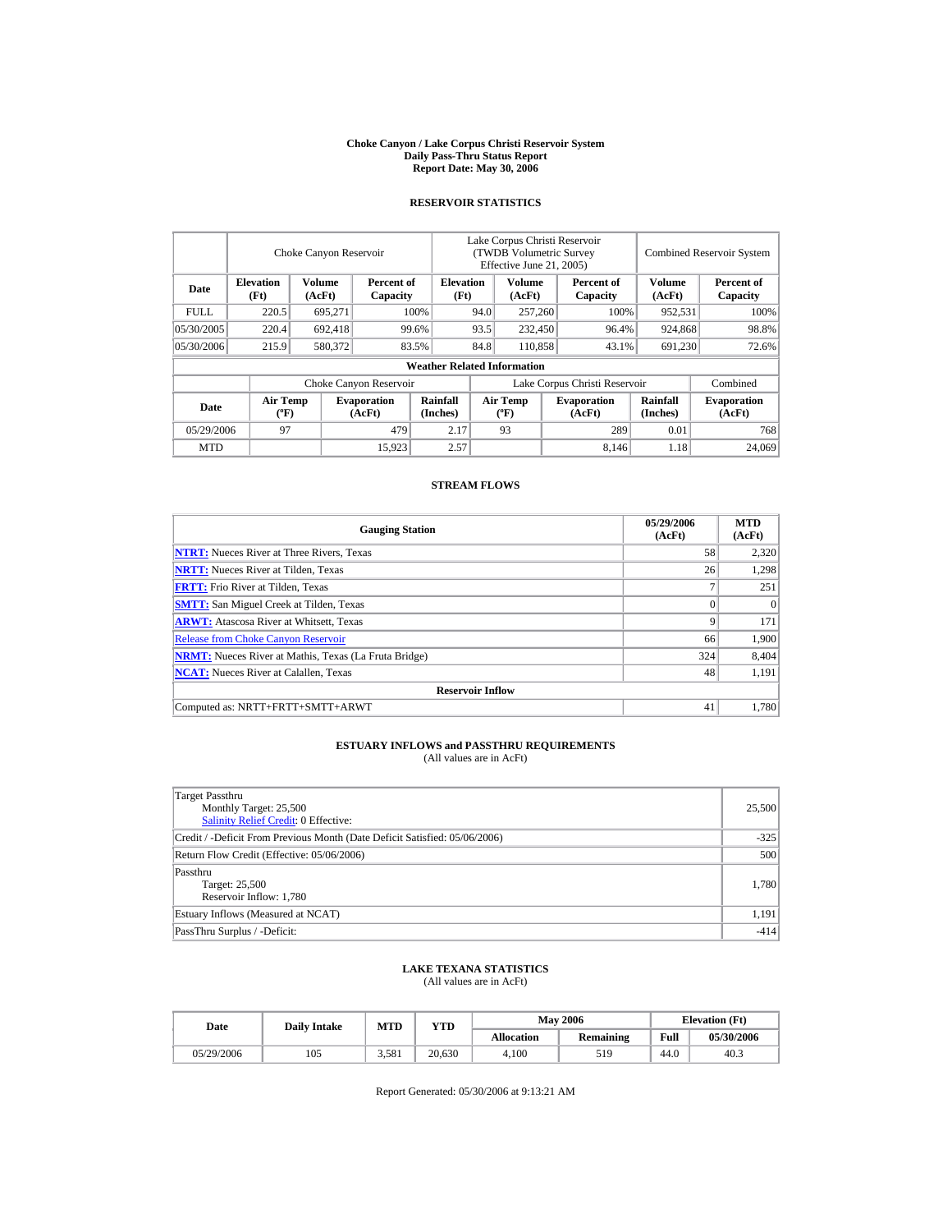# Choke Canyon / Lake Corpus Christi Reservoir System
## Daily Pass-Thru Status Report
### Report Date: May 30, 2006

## RESERVOIR STATISTICS

| Date | Choke Canyon Reservoir | | | Lake Corpus Christi Reservoir (TWDB Volumetric Survey Effective June 21, 2005) | | | Combined Reservoir System | |
|---|---|---|---|---|---|---|---|---|
| | Elevation (Ft) | Volume (AcFt) | Percent of Capacity | Elevation (Ft) | Volume (AcFt) | Percent of Capacity | Volume (AcFt) | Percent of Capacity |
| FULL | 220.5 | 695,271 | 100% | 94.0 | 257,260 | 100% | 952,531 | 100% |
| 05/30/2005 | 220.4 | 692,418 | 99.6% | 93.5 | 232,450 | 96.4% | 924,868 | 98.8% |
| 05/30/2006 | 215.9 | 580,372 | 83.5% | 84.8 | 110,858 | 43.1% | 691,230 | 72.6% |

**Weather Related Information**

| Date | Choke Canyon Reservoir | | | Lake Corpus Christi Reservoir | | | Combined |
|---|---|---|---|---|---|---|---|
| | Air Temp (ºF) | Evaporation (AcFt) | Rainfall (Inches) | Air Temp (ºF) | Evaporation (AcFt) | Rainfall (Inches) | Evaporation (AcFt) |
| 05/29/2006 | 97 | 479 | 2.17 | 93 | 289 | 0.01 | 768 |
| MTD | | 15,923 | 2.57 | | 8,146 | 1.18 | 24,069 |

## STREAM FLOWS

| Gauging Station | 05/29/2006 (AcFt) | MTD (AcFt) |
|---|---|---|
| **NTRT:** Nueces River at Three Rivers, Texas | 58 | 2,320 |
| **NRTT:** Nueces River at Tilden, Texas | 26 | 1,298 |
| **FRTT:** Frio River at Tilden, Texas | 7 | 251 |
| **SMTT:** San Miguel Creek at Tilden, Texas | 0 | 0 |
| **ARWT:** Atascosa River at Whitsett, Texas | 9 | 171 |
| Release from Choke Canyon Reservoir | 66 | 1,900 |
| **NRMT:** Nueces River at Mathis, Texas (La Fruta Bridge) | 324 | 8,404 |
| **NCAT:** Nueces River at Calallen, Texas | 48 | 1,191 |
| **Reservoir Inflow** | | |
| Computed as: NRTT+FRTT+SMTT+ARWT | 41 | 1,780 |

## ESTUARY INFLOWS and PASSTHRU REQUIREMENTS
(All values are in AcFt)

| | |
|---|---|
| Target Passthru<br>Monthly Target: 25,500<br>Salinity Relief Credit: 0 Effective: | 25,500 |
| Credit / -Deficit From Previous Month (Date Deficit Satisfied: 05/06/2006) | -325 |
| Return Flow Credit (Effective: 05/06/2006) | 500 |
| Passthru<br>Target: 25,500<br>Reservoir Inflow: 1,780 | 1,780 |
| Estuary Inflows (Measured at NCAT) | 1,191 |
| PassThru Surplus / -Deficit: | -414 |

## LAKE TEXANA STATISTICS
(All values are in AcFt)

| Date | Daily Intake | MTD | YTD | May 2006 | | Elevation (Ft) | |
|---|---|---|---|---|---|---|---|
| | | | | Allocation | Remaining | Full | 05/30/2006 |
| 05/29/2006 | 105 | 3,581 | 20,630 | 4,100 | 519 | 44.0 | 40.3 |

Report Generated: 05/30/2006 at 9:13:21 AM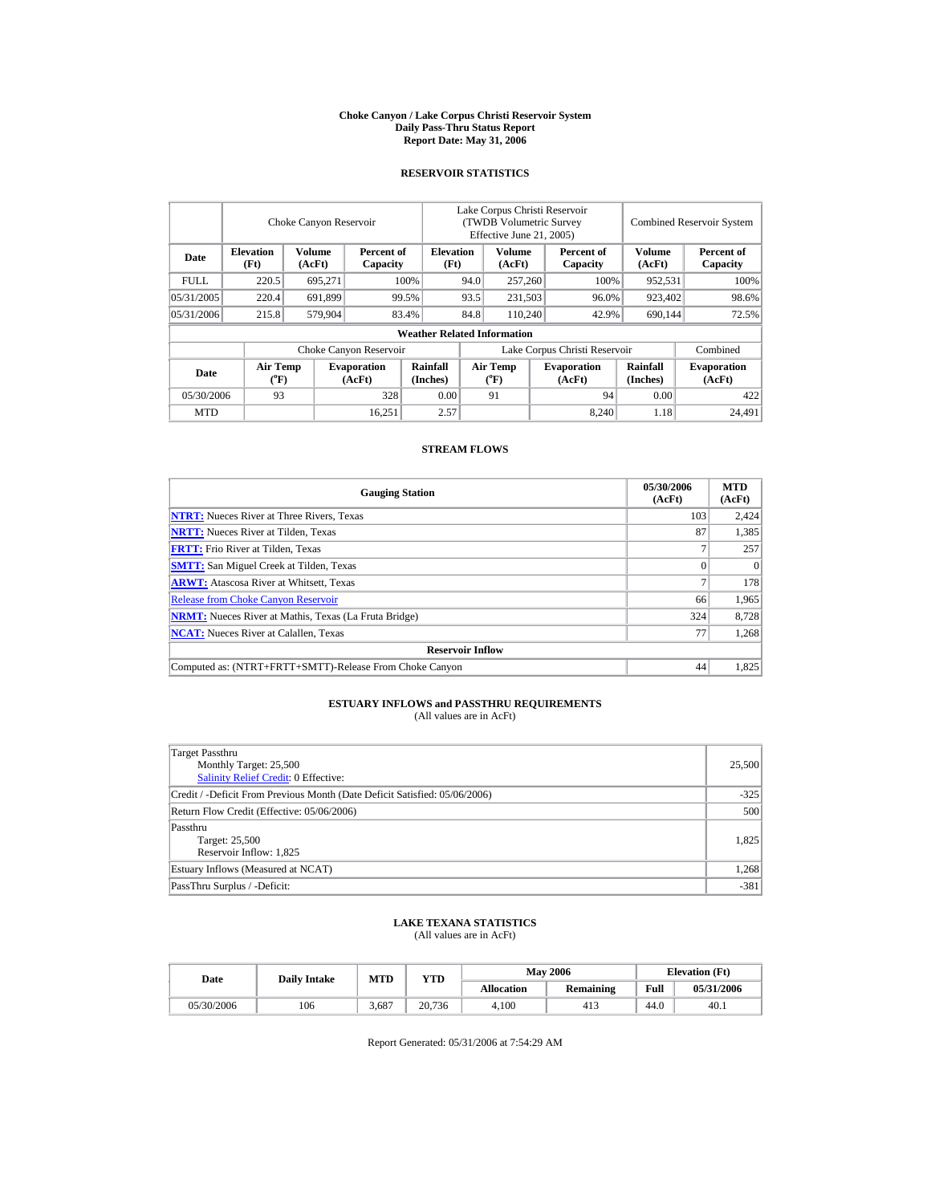# Choke Canyon / Lake Corpus Christi Reservoir System
## Daily Pass-Thru Status Report
### Report Date: May 31, 2006

## RESERVOIR STATISTICS

| | Choke Canyon Reservoir | | | Lake Corpus Christi Reservoir (TWDB Volumetric Survey Effective June 21, 2005) | | | Combined Reservoir System | |
|---|---|---|---|---|---|---|---|---|
| Date | Elevation (Ft) | Volume (AcFt) | Percent of Capacity | Elevation (Ft) | Volume (AcFt) | Percent of Capacity | Volume (AcFt) | Percent of Capacity |
| FULL | 220.5 | 695,271 | 100% | 94.0 | 257,260 | 100% | 952,531 | 100% |
| 05/31/2005 | 220.4 | 691,899 | 99.5% | 93.5 | 231,503 | 96.0% | 923,402 | 98.6% |
| 05/31/2006 | 215.8 | 579,904 | 83.4% | 84.8 | 110,240 | 42.9% | 690,144 | 72.5% |

**Weather Related Information**

| | Choke Canyon Reservoir | | | Lake Corpus Christi Reservoir | | | Combined |
|---|---|---|---|---|---|---|---|
| Date | Air Temp (°F) | Evaporation (AcFt) | Rainfall (Inches) | Air Temp (°F) | Evaporation (AcFt) | Rainfall (Inches) | Evaporation (AcFt) |
| 05/30/2006 | 93 | 328 | 0.00 | 91 | 94 | 0.00 | 422 |
| MTD | | 16,251 | 2.57 | | 8,240 | 1.18 | 24,491 |

## STREAM FLOWS

| Gauging Station | 05/30/2006 (AcFt) | MTD (AcFt) |
|---|---|---|
| NTRT: Nueces River at Three Rivers, Texas | 103 | 2,424 |
| NRTT: Nueces River at Tilden, Texas | 87 | 1,385 |
| FRTT: Frio River at Tilden, Texas | 7 | 257 |
| SMTT: San Miguel Creek at Tilden, Texas | 0 | 0 |
| ARWT: Atascosa River at Whitsett, Texas | 7 | 178 |
| Release from Choke Canyon Reservoir | 66 | 1,965 |
| NRMT: Nueces River at Mathis, Texas (La Fruta Bridge) | 324 | 8,728 |
| NCAT: Nueces River at Calallen, Texas | 77 | 1,268 |
| **Reservoir Inflow** | | |
| Computed as: (NTRT+FRTT+SMTT)-Release From Choke Canyon | 44 | 1,825 |

## ESTUARY INFLOWS and PASSTHRU REQUIREMENTS
(All values are in AcFt)

| | |
|---|---|
| Target Passthru<br>Monthly Target: 25,500<br>Salinity Relief Credit: 0 Effective: | 25,500 |
| Credit / -Deficit From Previous Month (Date Deficit Satisfied: 05/06/2006) | -325 |
| Return Flow Credit (Effective: 05/06/2006) | 500 |
| Passthru<br>Target: 25,500<br>Reservoir Inflow: 1,825 | 1,825 |
| Estuary Inflows (Measured at NCAT) | 1,268 |
| PassThru Surplus / -Deficit: | -381 |

## LAKE TEXANA STATISTICS
(All values are in AcFt)

| Date | Daily Intake | MTD | YTD | May 2006 | | Elevation (Ft) | |
|---|---|---|---|---|---|---|---|
| | | | | Allocation | Remaining | Full | 05/31/2006 |
| 05/30/2006 | 106 | 3,687 | 20,736 | 4,100 | 413 | 44.0 | 40.1 |

Report Generated: 05/31/2006 at 7:54:29 AM